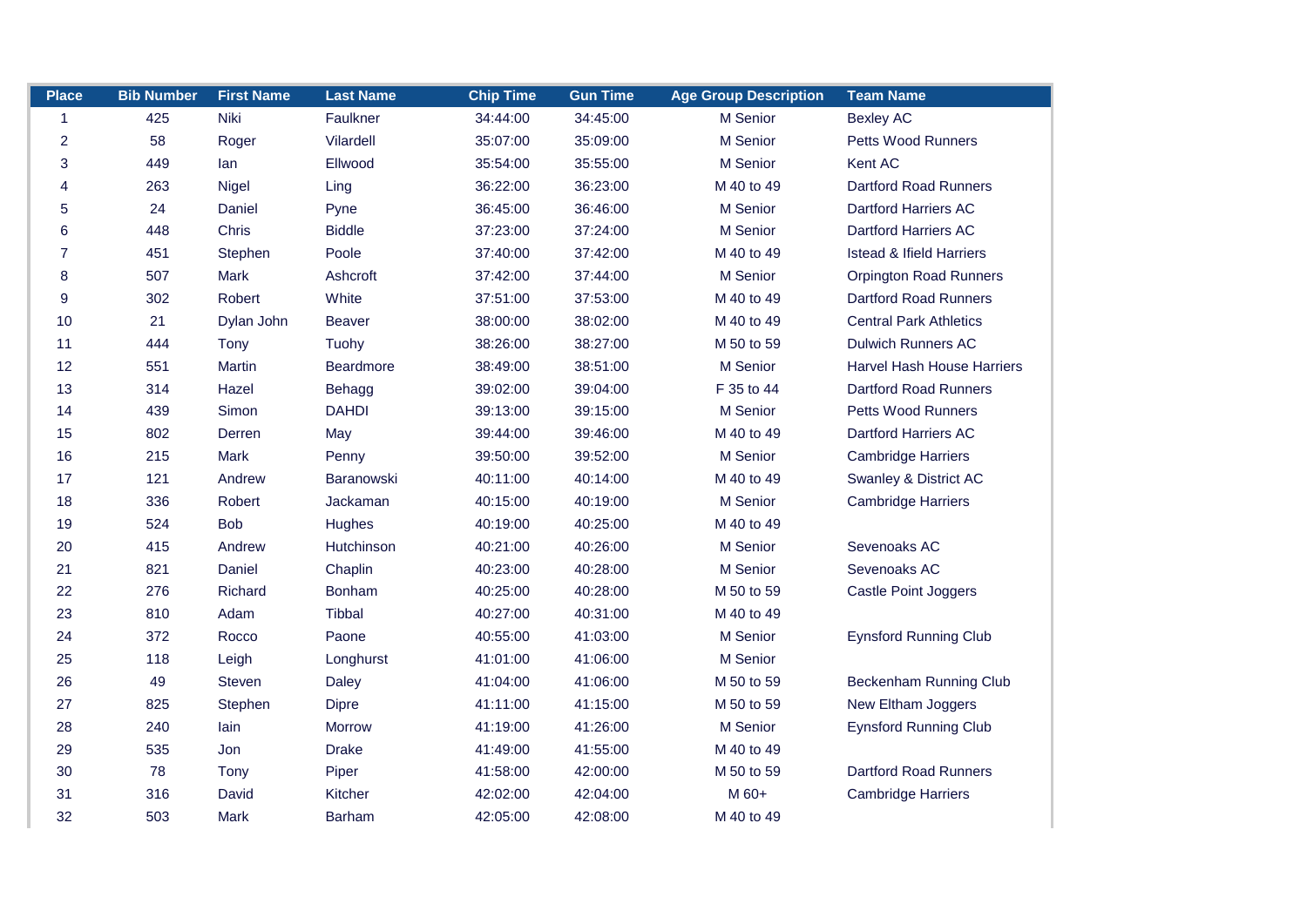| Place | Bib Number | First Name | Last Name | Chip Time | Gun Time | Age Group Description | Team Name |
|---|---|---|---|---|---|---|---|
| 1 | 425 | Niki | Faulkner | 34:44:00 | 34:45:00 | M Senior | Bexley AC |
| 2 | 58 | Roger | Vilardell | 35:07:00 | 35:09:00 | M Senior | Petts Wood Runners |
| 3 | 449 | Ian | Ellwood | 35:54:00 | 35:55:00 | M Senior | Kent AC |
| 4 | 263 | Nigel | Ling | 36:22:00 | 36:23:00 | M 40 to 49 | Dartford Road Runners |
| 5 | 24 | Daniel | Pyne | 36:45:00 | 36:46:00 | M Senior | Dartford Harriers AC |
| 6 | 448 | Chris | Biddle | 37:23:00 | 37:24:00 | M Senior | Dartford Harriers AC |
| 7 | 451 | Stephen | Poole | 37:40:00 | 37:42:00 | M 40 to 49 | Istead & Ifield Harriers |
| 8 | 507 | Mark | Ashcroft | 37:42:00 | 37:44:00 | M Senior | Orpington Road Runners |
| 9 | 302 | Robert | White | 37:51:00 | 37:53:00 | M 40 to 49 | Dartford Road Runners |
| 10 | 21 | Dylan John | Beaver | 38:00:00 | 38:02:00 | M 40 to 49 | Central Park Athletics |
| 11 | 444 | Tony | Tuohy | 38:26:00 | 38:27:00 | M 50 to 59 | Dulwich Runners AC |
| 12 | 551 | Martin | Beardmore | 38:49:00 | 38:51:00 | M Senior | Harvel Hash House Harriers |
| 13 | 314 | Hazel | Behagg | 39:02:00 | 39:04:00 | F 35 to 44 | Dartford Road Runners |
| 14 | 439 | Simon | DAHDI | 39:13:00 | 39:15:00 | M Senior | Petts Wood Runners |
| 15 | 802 | Derren | May | 39:44:00 | 39:46:00 | M 40 to 49 | Dartford Harriers AC |
| 16 | 215 | Mark | Penny | 39:50:00 | 39:52:00 | M Senior | Cambridge Harriers |
| 17 | 121 | Andrew | Baranowski | 40:11:00 | 40:14:00 | M 40 to 49 | Swanley & District AC |
| 18 | 336 | Robert | Jackaman | 40:15:00 | 40:19:00 | M Senior | Cambridge Harriers |
| 19 | 524 | Bob | Hughes | 40:19:00 | 40:25:00 | M 40 to 49 | |
| 20 | 415 | Andrew | Hutchinson | 40:21:00 | 40:26:00 | M Senior | Sevenoaks AC |
| 21 | 821 | Daniel | Chaplin | 40:23:00 | 40:28:00 | M Senior | Sevenoaks AC |
| 22 | 276 | Richard | Bonham | 40:25:00 | 40:28:00 | M 50 to 59 | Castle Point Joggers |
| 23 | 810 | Adam | Tibbal | 40:27:00 | 40:31:00 | M 40 to 49 | |
| 24 | 372 | Rocco | Paone | 40:55:00 | 41:03:00 | M Senior | Eynsford Running Club |
| 25 | 118 | Leigh | Longhurst | 41:01:00 | 41:06:00 | M Senior | |
| 26 | 49 | Steven | Daley | 41:04:00 | 41:06:00 | M 50 to 59 | Beckenham Running Club |
| 27 | 825 | Stephen | Dipre | 41:11:00 | 41:15:00 | M 50 to 59 | New Eltham Joggers |
| 28 | 240 | Iain | Morrow | 41:19:00 | 41:26:00 | M Senior | Eynsford Running Club |
| 29 | 535 | Jon | Drake | 41:49:00 | 41:55:00 | M 40 to 49 | |
| 30 | 78 | Tony | Piper | 41:58:00 | 42:00:00 | M 50 to 59 | Dartford Road Runners |
| 31 | 316 | David | Kitcher | 42:02:00 | 42:04:00 | M 60+ | Cambridge Harriers |
| 32 | 503 | Mark | Barham | 42:05:00 | 42:08:00 | M 40 to 49 | |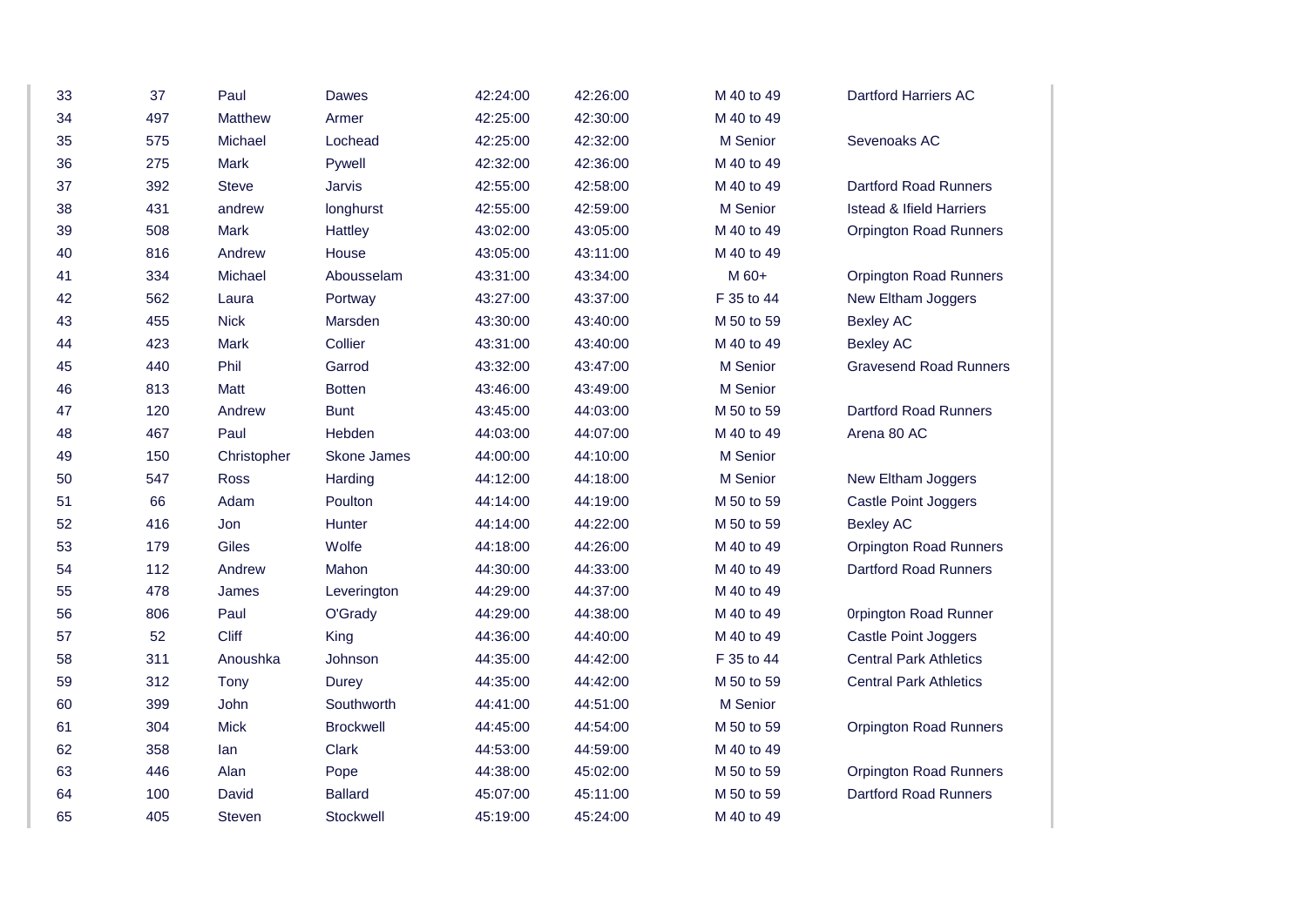| | | | | | | | |
|---|---|---|---|---|---|---|---|
| 33 | 37 | Paul | Dawes | 42:24:00 | 42:26:00 | M 40 to 49 | Dartford Harriers AC |
| 34 | 497 | Matthew | Armer | 42:25:00 | 42:30:00 | M 40 to 49 | |
| 35 | 575 | Michael | Lochead | 42:25:00 | 42:32:00 | M Senior | Sevenoaks AC |
| 36 | 275 | Mark | Pywell | 42:32:00 | 42:36:00 | M 40 to 49 | |
| 37 | 392 | Steve | Jarvis | 42:55:00 | 42:58:00 | M 40 to 49 | Dartford Road Runners |
| 38 | 431 | andrew | longhurst | 42:55:00 | 42:59:00 | M Senior | Istead & Ifield Harriers |
| 39 | 508 | Mark | Hattley | 43:02:00 | 43:05:00 | M 40 to 49 | Orpington Road Runners |
| 40 | 816 | Andrew | House | 43:05:00 | 43:11:00 | M 40 to 49 | |
| 41 | 334 | Michael | Abousselam | 43:31:00 | 43:34:00 | M 60+ | Orpington Road Runners |
| 42 | 562 | Laura | Portway | 43:27:00 | 43:37:00 | F 35 to 44 | New Eltham Joggers |
| 43 | 455 | Nick | Marsden | 43:30:00 | 43:40:00 | M 50 to 59 | Bexley AC |
| 44 | 423 | Mark | Collier | 43:31:00 | 43:40:00 | M 40 to 49 | Bexley AC |
| 45 | 440 | Phil | Garrod | 43:32:00 | 43:47:00 | M Senior | Gravesend Road Runners |
| 46 | 813 | Matt | Botten | 43:46:00 | 43:49:00 | M Senior | |
| 47 | 120 | Andrew | Bunt | 43:45:00 | 44:03:00 | M 50 to 59 | Dartford Road Runners |
| 48 | 467 | Paul | Hebden | 44:03:00 | 44:07:00 | M 40 to 49 | Arena 80 AC |
| 49 | 150 | Christopher | Skone James | 44:00:00 | 44:10:00 | M Senior | |
| 50 | 547 | Ross | Harding | 44:12:00 | 44:18:00 | M Senior | New Eltham Joggers |
| 51 | 66 | Adam | Poulton | 44:14:00 | 44:19:00 | M 50 to 59 | Castle Point Joggers |
| 52 | 416 | Jon | Hunter | 44:14:00 | 44:22:00 | M 50 to 59 | Bexley AC |
| 53 | 179 | Giles | Wolfe | 44:18:00 | 44:26:00 | M 40 to 49 | Orpington Road Runners |
| 54 | 112 | Andrew | Mahon | 44:30:00 | 44:33:00 | M 40 to 49 | Dartford Road Runners |
| 55 | 478 | James | Leverington | 44:29:00 | 44:37:00 | M 40 to 49 | |
| 56 | 806 | Paul | O'Grady | 44:29:00 | 44:38:00 | M 40 to 49 | 0rpington Road Runner |
| 57 | 52 | Cliff | King | 44:36:00 | 44:40:00 | M 40 to 49 | Castle Point Joggers |
| 58 | 311 | Anoushka | Johnson | 44:35:00 | 44:42:00 | F 35 to 44 | Central Park Athletics |
| 59 | 312 | Tony | Durey | 44:35:00 | 44:42:00 | M 50 to 59 | Central Park Athletics |
| 60 | 399 | John | Southworth | 44:41:00 | 44:51:00 | M Senior | |
| 61 | 304 | Mick | Brockwell | 44:45:00 | 44:54:00 | M 50 to 59 | Orpington Road Runners |
| 62 | 358 | Ian | Clark | 44:53:00 | 44:59:00 | M 40 to 49 | |
| 63 | 446 | Alan | Pope | 44:38:00 | 45:02:00 | M 50 to 59 | Orpington Road Runners |
| 64 | 100 | David | Ballard | 45:07:00 | 45:11:00 | M 50 to 59 | Dartford Road Runners |
| 65 | 405 | Steven | Stockwell | 45:19:00 | 45:24:00 | M 40 to 49 | |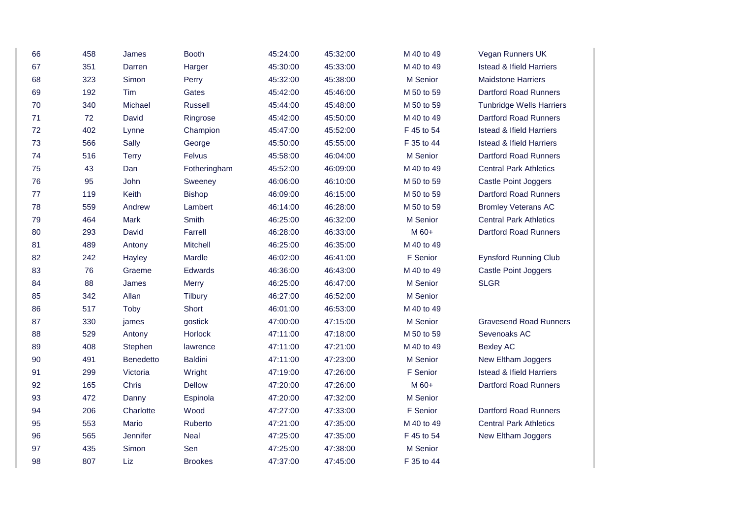| | | | | | | | |
|---|---|---|---|---|---|---|---|
| 66 | 458 | James | Booth | 45:24:00 | 45:32:00 | M 40 to 49 | Vegan Runners UK |
| 67 | 351 | Darren | Harger | 45:30:00 | 45:33:00 | M 40 to 49 | Istead & Ifield Harriers |
| 68 | 323 | Simon | Perry | 45:32:00 | 45:38:00 | M Senior | Maidstone Harriers |
| 69 | 192 | Tim | Gates | 45:42:00 | 45:46:00 | M 50 to 59 | Dartford Road Runners |
| 70 | 340 | Michael | Russell | 45:44:00 | 45:48:00 | M 50 to 59 | Tunbridge Wells Harriers |
| 71 | 72 | David | Ringrose | 45:42:00 | 45:50:00 | M 40 to 49 | Dartford Road Runners |
| 72 | 402 | Lynne | Champion | 45:47:00 | 45:52:00 | F 45 to 54 | Istead & Ifield Harriers |
| 73 | 566 | Sally | George | 45:50:00 | 45:55:00 | F 35 to 44 | Istead & Ifield Harriers |
| 74 | 516 | Terry | Felvus | 45:58:00 | 46:04:00 | M Senior | Dartford Road Runners |
| 75 | 43 | Dan | Fotheringham | 45:52:00 | 46:09:00 | M 40 to 49 | Central Park Athletics |
| 76 | 95 | John | Sweeney | 46:06:00 | 46:10:00 | M 50 to 59 | Castle Point Joggers |
| 77 | 119 | Keith | Bishop | 46:09:00 | 46:15:00 | M 50 to 59 | Dartford Road Runners |
| 78 | 559 | Andrew | Lambert | 46:14:00 | 46:28:00 | M 50 to 59 | Bromley Veterans AC |
| 79 | 464 | Mark | Smith | 46:25:00 | 46:32:00 | M Senior | Central Park Athletics |
| 80 | 293 | David | Farrell | 46:28:00 | 46:33:00 | M 60+ | Dartford Road Runners |
| 81 | 489 | Antony | Mitchell | 46:25:00 | 46:35:00 | M 40 to 49 | |
| 82 | 242 | Hayley | Mardle | 46:02:00 | 46:41:00 | F Senior | Eynsford Running Club |
| 83 | 76 | Graeme | Edwards | 46:36:00 | 46:43:00 | M 40 to 49 | Castle Point Joggers |
| 84 | 88 | James | Merry | 46:25:00 | 46:47:00 | M Senior | SLGR |
| 85 | 342 | Allan | Tilbury | 46:27:00 | 46:52:00 | M Senior | |
| 86 | 517 | Toby | Short | 46:01:00 | 46:53:00 | M 40 to 49 | |
| 87 | 330 | james | gostick | 47:00:00 | 47:15:00 | M Senior | Gravesend Road Runners |
| 88 | 529 | Antony | Horlock | 47:11:00 | 47:18:00 | M 50 to 59 | Sevenoaks AC |
| 89 | 408 | Stephen | lawrence | 47:11:00 | 47:21:00 | M 40 to 49 | Bexley AC |
| 90 | 491 | Benedetto | Baldini | 47:11:00 | 47:23:00 | M Senior | New Eltham Joggers |
| 91 | 299 | Victoria | Wright | 47:19:00 | 47:26:00 | F Senior | Istead & Ifield Harriers |
| 92 | 165 | Chris | Dellow | 47:20:00 | 47:26:00 | M 60+ | Dartford Road Runners |
| 93 | 472 | Danny | Espinola | 47:20:00 | 47:32:00 | M Senior | |
| 94 | 206 | Charlotte | Wood | 47:27:00 | 47:33:00 | F Senior | Dartford Road Runners |
| 95 | 553 | Mario | Ruberto | 47:21:00 | 47:35:00 | M 40 to 49 | Central Park Athletics |
| 96 | 565 | Jennifer | Neal | 47:25:00 | 47:35:00 | F 45 to 54 | New Eltham Joggers |
| 97 | 435 | Simon | Sen | 47:25:00 | 47:38:00 | M Senior | |
| 98 | 807 | Liz | Brookes | 47:37:00 | 47:45:00 | F 35 to 44 | |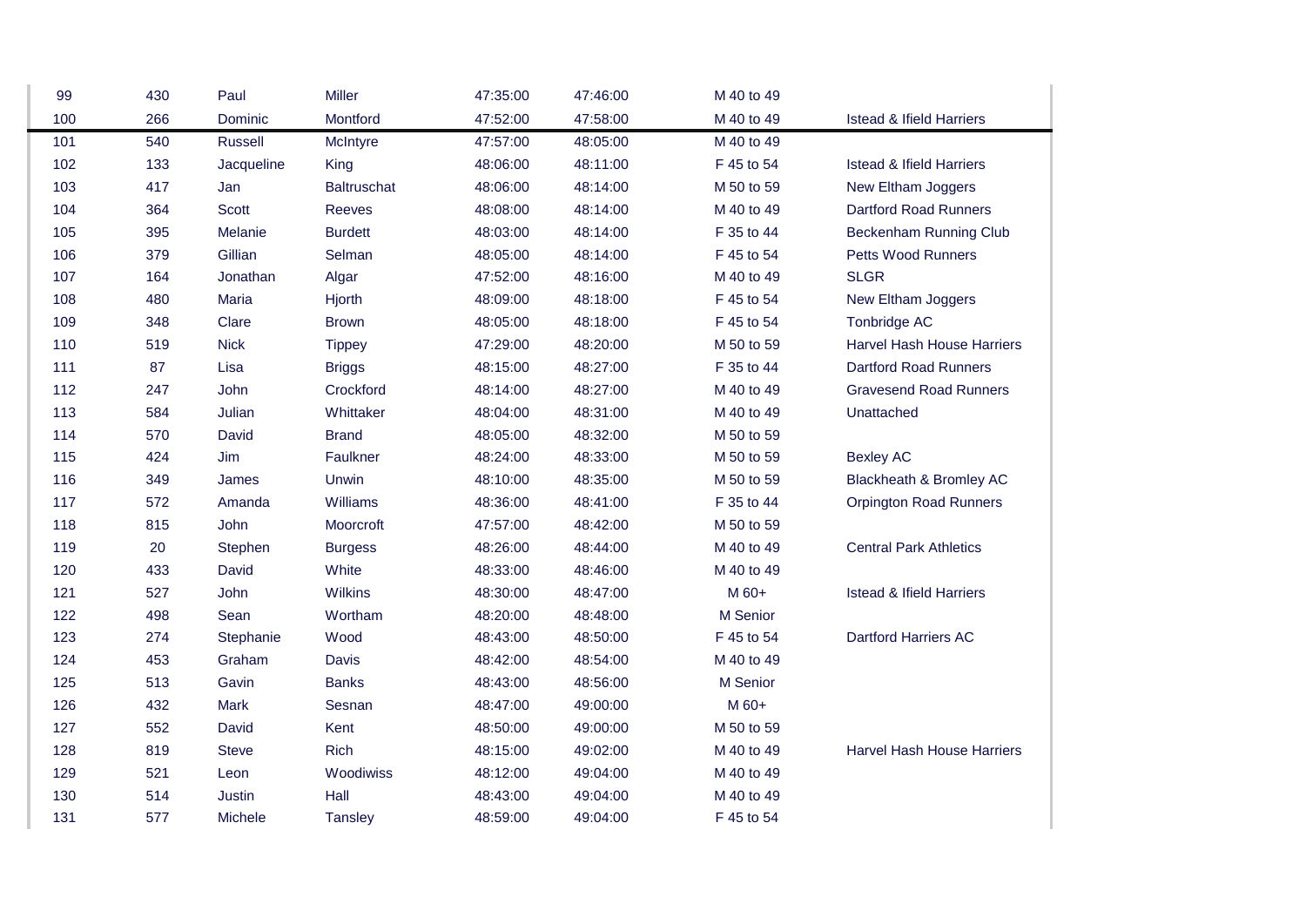| | | | | | | | |
|---|---|---|---|---|---|---|---|
| 99 | 430 | Paul | Miller | 47:35:00 | 47:46:00 | M 40 to 49 | |
| 100 | 266 | Dominic | Montford | 47:52:00 | 47:58:00 | M 40 to 49 | Istead & Ifield Harriers |
| 101 | 540 | Russell | McIntyre | 47:57:00 | 48:05:00 | M 40 to 49 | |
| 102 | 133 | Jacqueline | King | 48:06:00 | 48:11:00 | F 45 to 54 | Istead & Ifield Harriers |
| 103 | 417 | Jan | Baltruschat | 48:06:00 | 48:14:00 | M 50 to 59 | New Eltham Joggers |
| 104 | 364 | Scott | Reeves | 48:08:00 | 48:14:00 | M 40 to 49 | Dartford Road Runners |
| 105 | 395 | Melanie | Burdett | 48:03:00 | 48:14:00 | F 35 to 44 | Beckenham Running Club |
| 106 | 379 | Gillian | Selman | 48:05:00 | 48:14:00 | F 45 to 54 | Petts Wood Runners |
| 107 | 164 | Jonathan | Algar | 47:52:00 | 48:16:00 | M 40 to 49 | SLGR |
| 108 | 480 | Maria | Hjorth | 48:09:00 | 48:18:00 | F 45 to 54 | New Eltham Joggers |
| 109 | 348 | Clare | Brown | 48:05:00 | 48:18:00 | F 45 to 54 | Tonbridge AC |
| 110 | 519 | Nick | Tippey | 47:29:00 | 48:20:00 | M 50 to 59 | Harvel Hash House Harriers |
| 111 | 87 | Lisa | Briggs | 48:15:00 | 48:27:00 | F 35 to 44 | Dartford Road Runners |
| 112 | 247 | John | Crockford | 48:14:00 | 48:27:00 | M 40 to 49 | Gravesend Road Runners |
| 113 | 584 | Julian | Whittaker | 48:04:00 | 48:31:00 | M 40 to 49 | Unattached |
| 114 | 570 | David | Brand | 48:05:00 | 48:32:00 | M 50 to 59 | |
| 115 | 424 | Jim | Faulkner | 48:24:00 | 48:33:00 | M 50 to 59 | Bexley AC |
| 116 | 349 | James | Unwin | 48:10:00 | 48:35:00 | M 50 to 59 | Blackheath & Bromley AC |
| 117 | 572 | Amanda | Williams | 48:36:00 | 48:41:00 | F 35 to 44 | Orpington Road Runners |
| 118 | 815 | John | Moorcroft | 47:57:00 | 48:42:00 | M 50 to 59 | |
| 119 | 20 | Stephen | Burgess | 48:26:00 | 48:44:00 | M 40 to 49 | Central Park Athletics |
| 120 | 433 | David | White | 48:33:00 | 48:46:00 | M 40 to 49 | |
| 121 | 527 | John | Wilkins | 48:30:00 | 48:47:00 | M 60+ | Istead & Ifield Harriers |
| 122 | 498 | Sean | Wortham | 48:20:00 | 48:48:00 | M Senior | |
| 123 | 274 | Stephanie | Wood | 48:43:00 | 48:50:00 | F 45 to 54 | Dartford Harriers AC |
| 124 | 453 | Graham | Davis | 48:42:00 | 48:54:00 | M 40 to 49 | |
| 125 | 513 | Gavin | Banks | 48:43:00 | 48:56:00 | M Senior | |
| 126 | 432 | Mark | Sesnan | 48:47:00 | 49:00:00 | M 60+ | |
| 127 | 552 | David | Kent | 48:50:00 | 49:00:00 | M 50 to 59 | |
| 128 | 819 | Steve | Rich | 48:15:00 | 49:02:00 | M 40 to 49 | Harvel Hash House Harriers |
| 129 | 521 | Leon | Woodiwiss | 48:12:00 | 49:04:00 | M 40 to 49 | |
| 130 | 514 | Justin | Hall | 48:43:00 | 49:04:00 | M 40 to 49 | |
| 131 | 577 | Michele | Tansley | 48:59:00 | 49:04:00 | F 45 to 54 | |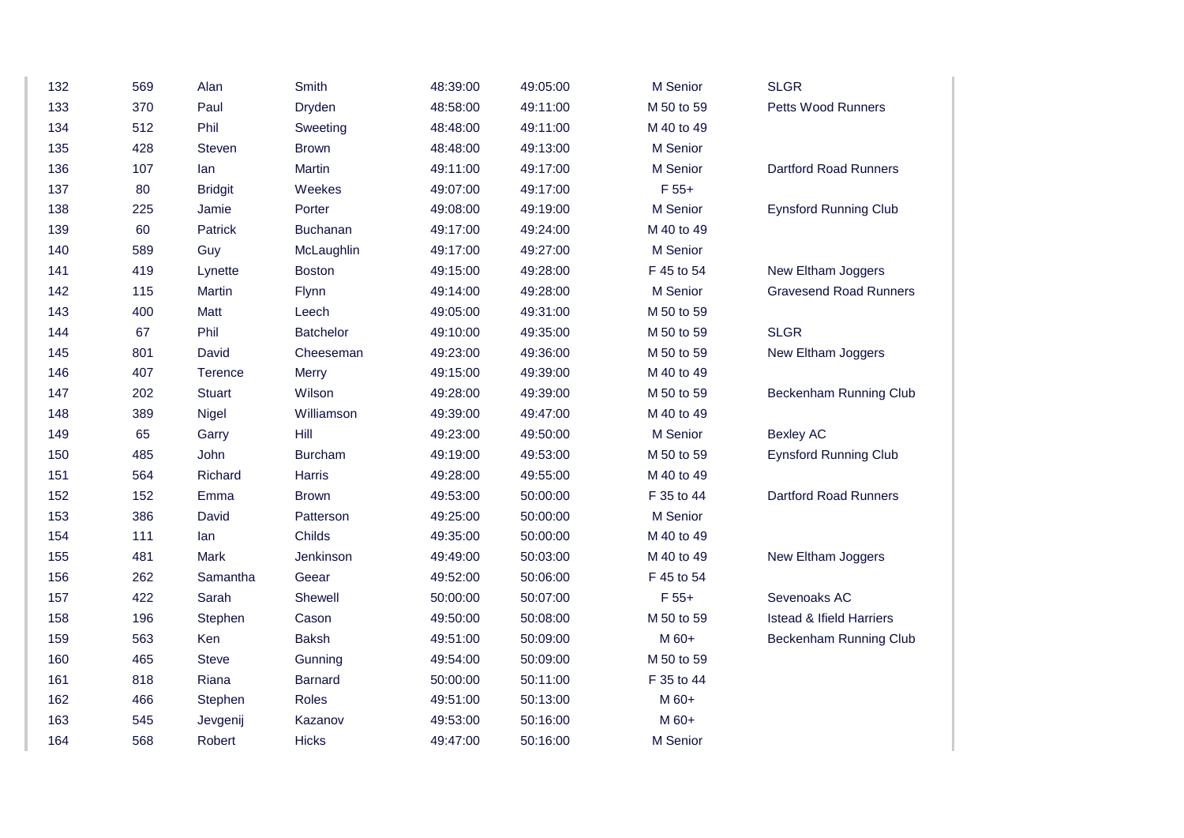| | | | | | | | |
|---|---|---|---|---|---|---|---|
| 132 | 569 | Alan | Smith | 48:39:00 | 49:05:00 | M Senior | SLGR |
| 133 | 370 | Paul | Dryden | 48:58:00 | 49:11:00 | M 50 to 59 | Petts Wood Runners |
| 134 | 512 | Phil | Sweeting | 48:48:00 | 49:11:00 | M 40 to 49 | |
| 135 | 428 | Steven | Brown | 48:48:00 | 49:13:00 | M Senior | |
| 136 | 107 | Ian | Martin | 49:11:00 | 49:17:00 | M Senior | Dartford Road Runners |
| 137 | 80 | Bridgit | Weekes | 49:07:00 | 49:17:00 | F 55+ | |
| 138 | 225 | Jamie | Porter | 49:08:00 | 49:19:00 | M Senior | Eynsford Running Club |
| 139 | 60 | Patrick | Buchanan | 49:17:00 | 49:24:00 | M 40 to 49 | |
| 140 | 589 | Guy | McLaughlin | 49:17:00 | 49:27:00 | M Senior | |
| 141 | 419 | Lynette | Boston | 49:15:00 | 49:28:00 | F 45 to 54 | New Eltham Joggers |
| 142 | 115 | Martin | Flynn | 49:14:00 | 49:28:00 | M Senior | Gravesend Road Runners |
| 143 | 400 | Matt | Leech | 49:05:00 | 49:31:00 | M 50 to 59 | |
| 144 | 67 | Phil | Batchelor | 49:10:00 | 49:35:00 | M 50 to 59 | SLGR |
| 145 | 801 | David | Cheeseman | 49:23:00 | 49:36:00 | M 50 to 59 | New Eltham Joggers |
| 146 | 407 | Terence | Merry | 49:15:00 | 49:39:00 | M 40 to 49 | |
| 147 | 202 | Stuart | Wilson | 49:28:00 | 49:39:00 | M 50 to 59 | Beckenham Running Club |
| 148 | 389 | Nigel | Williamson | 49:39:00 | 49:47:00 | M 40 to 49 | |
| 149 | 65 | Garry | Hill | 49:23:00 | 49:50:00 | M Senior | Bexley AC |
| 150 | 485 | John | Burcham | 49:19:00 | 49:53:00 | M 50 to 59 | Eynsford Running Club |
| 151 | 564 | Richard | Harris | 49:28:00 | 49:55:00 | M 40 to 49 | |
| 152 | 152 | Emma | Brown | 49:53:00 | 50:00:00 | F 35 to 44 | Dartford Road Runners |
| 153 | 386 | David | Patterson | 49:25:00 | 50:00:00 | M Senior | |
| 154 | 111 | Ian | Childs | 49:35:00 | 50:00:00 | M 40 to 49 | |
| 155 | 481 | Mark | Jenkinson | 49:49:00 | 50:03:00 | M 40 to 49 | New Eltham Joggers |
| 156 | 262 | Samantha | Geear | 49:52:00 | 50:06:00 | F 45 to 54 | |
| 157 | 422 | Sarah | Shewell | 50:00:00 | 50:07:00 | F 55+ | Sevenoaks AC |
| 158 | 196 | Stephen | Cason | 49:50:00 | 50:08:00 | M 50 to 59 | Istead & Ifield Harriers |
| 159 | 563 | Ken | Baksh | 49:51:00 | 50:09:00 | M 60+ | Beckenham Running Club |
| 160 | 465 | Steve | Gunning | 49:54:00 | 50:09:00 | M 50 to 59 | |
| 161 | 818 | Riana | Barnard | 50:00:00 | 50:11:00 | F 35 to 44 | |
| 162 | 466 | Stephen | Roles | 49:51:00 | 50:13:00 | M 60+ | |
| 163 | 545 | Jevgenij | Kazanov | 49:53:00 | 50:16:00 | M 60+ | |
| 164 | 568 | Robert | Hicks | 49:47:00 | 50:16:00 | M Senior | |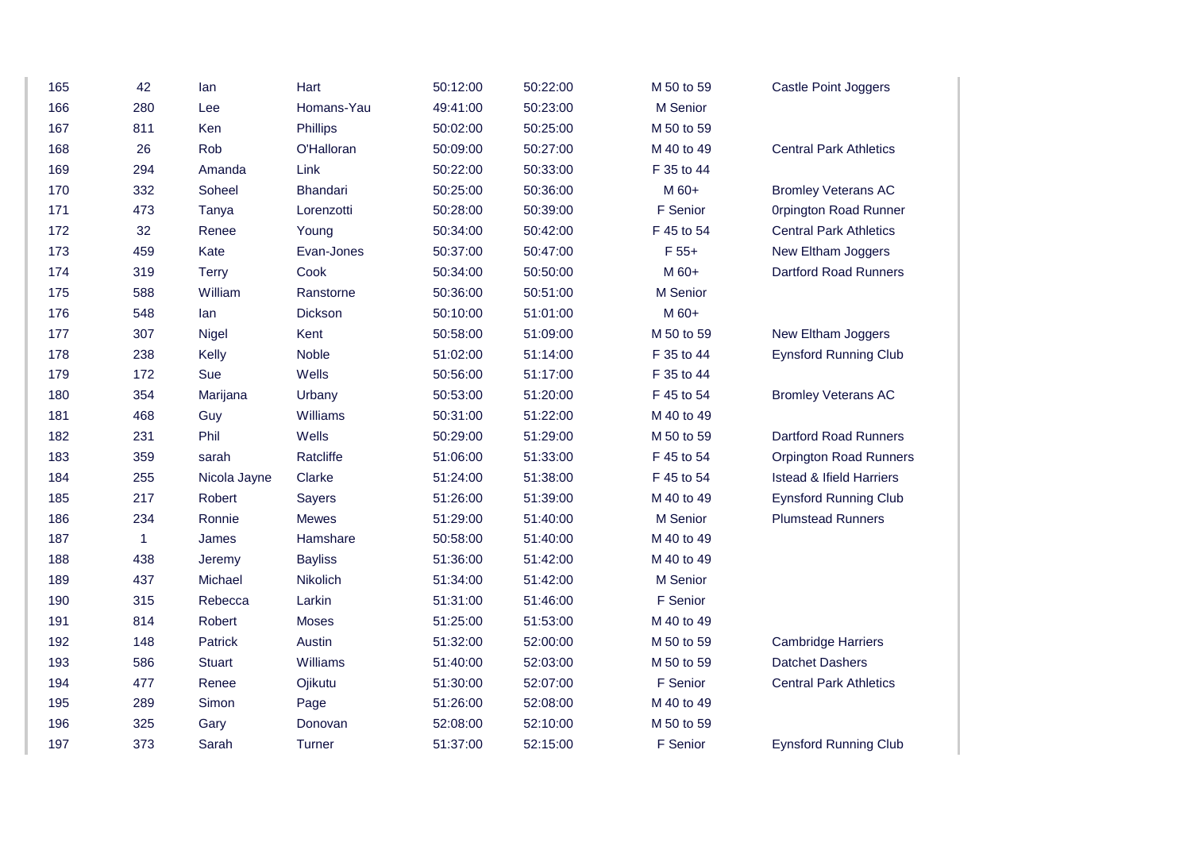| | | | | | | | |
|---|---|---|---|---|---|---|---|
| 165 | 42 | Ian | Hart | 50:12:00 | 50:22:00 | M 50 to 59 | Castle Point Joggers |
| 166 | 280 | Lee | Homans-Yau | 49:41:00 | 50:23:00 | M Senior | |
| 167 | 811 | Ken | Phillips | 50:02:00 | 50:25:00 | M 50 to 59 | |
| 168 | 26 | Rob | O'Halloran | 50:09:00 | 50:27:00 | M 40 to 49 | Central Park Athletics |
| 169 | 294 | Amanda | Link | 50:22:00 | 50:33:00 | F 35 to 44 | |
| 170 | 332 | Soheel | Bhandari | 50:25:00 | 50:36:00 | M 60+ | Bromley Veterans AC |
| 171 | 473 | Tanya | Lorenzotti | 50:28:00 | 50:39:00 | F Senior | 0rpington Road Runner |
| 172 | 32 | Renee | Young | 50:34:00 | 50:42:00 | F 45 to 54 | Central Park Athletics |
| 173 | 459 | Kate | Evan-Jones | 50:37:00 | 50:47:00 | F 55+ | New Eltham Joggers |
| 174 | 319 | Terry | Cook | 50:34:00 | 50:50:00 | M 60+ | Dartford Road Runners |
| 175 | 588 | William | Ranstorne | 50:36:00 | 50:51:00 | M Senior | |
| 176 | 548 | Ian | Dickson | 50:10:00 | 51:01:00 | M 60+ | |
| 177 | 307 | Nigel | Kent | 50:58:00 | 51:09:00 | M 50 to 59 | New Eltham Joggers |
| 178 | 238 | Kelly | Noble | 51:02:00 | 51:14:00 | F 35 to 44 | Eynsford Running Club |
| 179 | 172 | Sue | Wells | 50:56:00 | 51:17:00 | F 35 to 44 | |
| 180 | 354 | Marijana | Urbany | 50:53:00 | 51:20:00 | F 45 to 54 | Bromley Veterans AC |
| 181 | 468 | Guy | Williams | 50:31:00 | 51:22:00 | M 40 to 49 | |
| 182 | 231 | Phil | Wells | 50:29:00 | 51:29:00 | M 50 to 59 | Dartford Road Runners |
| 183 | 359 | sarah | Ratcliffe | 51:06:00 | 51:33:00 | F 45 to 54 | Orpington Road Runners |
| 184 | 255 | Nicola Jayne | Clarke | 51:24:00 | 51:38:00 | F 45 to 54 | Istead & Ifield Harriers |
| 185 | 217 | Robert | Sayers | 51:26:00 | 51:39:00 | M 40 to 49 | Eynsford Running Club |
| 186 | 234 | Ronnie | Mewes | 51:29:00 | 51:40:00 | M Senior | Plumstead Runners |
| 187 | 1 | James | Hamshare | 50:58:00 | 51:40:00 | M 40 to 49 | |
| 188 | 438 | Jeremy | Bayliss | 51:36:00 | 51:42:00 | M 40 to 49 | |
| 189 | 437 | Michael | Nikolich | 51:34:00 | 51:42:00 | M Senior | |
| 190 | 315 | Rebecca | Larkin | 51:31:00 | 51:46:00 | F Senior | |
| 191 | 814 | Robert | Moses | 51:25:00 | 51:53:00 | M 40 to 49 | |
| 192 | 148 | Patrick | Austin | 51:32:00 | 52:00:00 | M 50 to 59 | Cambridge Harriers |
| 193 | 586 | Stuart | Williams | 51:40:00 | 52:03:00 | M 50 to 59 | Datchet Dashers |
| 194 | 477 | Renee | Ojikutu | 51:30:00 | 52:07:00 | F Senior | Central Park Athletics |
| 195 | 289 | Simon | Page | 51:26:00 | 52:08:00 | M 40 to 49 | |
| 196 | 325 | Gary | Donovan | 52:08:00 | 52:10:00 | M 50 to 59 | |
| 197 | 373 | Sarah | Turner | 51:37:00 | 52:15:00 | F Senior | Eynsford Running Club |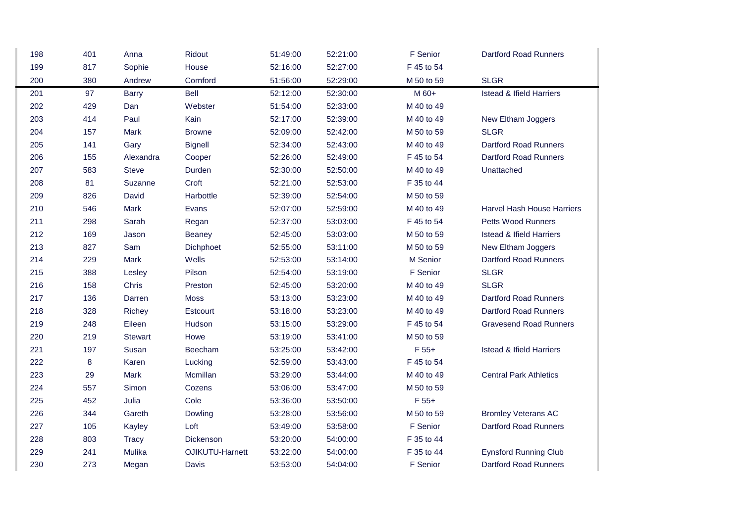| | | | | | | | |
|---|---|---|---|---|---|---|---|
| 198 | 401 | Anna | Ridout | 51:49:00 | 52:21:00 | F Senior | Dartford Road Runners |
| 199 | 817 | Sophie | House | 52:16:00 | 52:27:00 | F 45 to 54 | |
| 200 | 380 | Andrew | Cornford | 51:56:00 | 52:29:00 | M 50 to 59 | SLGR |
| 201 | 97 | Barry | Bell | 52:12:00 | 52:30:00 | M 60+ | Istead & Ifield Harriers |
| 202 | 429 | Dan | Webster | 51:54:00 | 52:33:00 | M 40 to 49 | |
| 203 | 414 | Paul | Kain | 52:17:00 | 52:39:00 | M 40 to 49 | New Eltham Joggers |
| 204 | 157 | Mark | Browne | 52:09:00 | 52:42:00 | M 50 to 59 | SLGR |
| 205 | 141 | Gary | Bignell | 52:34:00 | 52:43:00 | M 40 to 49 | Dartford Road Runners |
| 206 | 155 | Alexandra | Cooper | 52:26:00 | 52:49:00 | F 45 to 54 | Dartford Road Runners |
| 207 | 583 | Steve | Durden | 52:30:00 | 52:50:00 | M 40 to 49 | Unattached |
| 208 | 81 | Suzanne | Croft | 52:21:00 | 52:53:00 | F 35 to 44 | |
| 209 | 826 | David | Harbottle | 52:39:00 | 52:54:00 | M 50 to 59 | |
| 210 | 546 | Mark | Evans | 52:07:00 | 52:59:00 | M 40 to 49 | Harvel Hash House Harriers |
| 211 | 298 | Sarah | Regan | 52:37:00 | 53:03:00 | F 45 to 54 | Petts Wood Runners |
| 212 | 169 | Jason | Beaney | 52:45:00 | 53:03:00 | M 50 to 59 | Istead & Ifield Harriers |
| 213 | 827 | Sam | Dichphoet | 52:55:00 | 53:11:00 | M 50 to 59 | New Eltham Joggers |
| 214 | 229 | Mark | Wells | 52:53:00 | 53:14:00 | M Senior | Dartford Road Runners |
| 215 | 388 | Lesley | Pilson | 52:54:00 | 53:19:00 | F Senior | SLGR |
| 216 | 158 | Chris | Preston | 52:45:00 | 53:20:00 | M 40 to 49 | SLGR |
| 217 | 136 | Darren | Moss | 53:13:00 | 53:23:00 | M 40 to 49 | Dartford Road Runners |
| 218 | 328 | Richey | Estcourt | 53:18:00 | 53:23:00 | M 40 to 49 | Dartford Road Runners |
| 219 | 248 | Eileen | Hudson | 53:15:00 | 53:29:00 | F 45 to 54 | Gravesend Road Runners |
| 220 | 219 | Stewart | Howe | 53:19:00 | 53:41:00 | M 50 to 59 | |
| 221 | 197 | Susan | Beecham | 53:25:00 | 53:42:00 | F 55+ | Istead & Ifield Harriers |
| 222 | 8 | Karen | Lucking | 52:59:00 | 53:43:00 | F 45 to 54 | |
| 223 | 29 | Mark | Mcmillan | 53:29:00 | 53:44:00 | M 40 to 49 | Central Park Athletics |
| 224 | 557 | Simon | Cozens | 53:06:00 | 53:47:00 | M 50 to 59 | |
| 225 | 452 | Julia | Cole | 53:36:00 | 53:50:00 | F 55+ | |
| 226 | 344 | Gareth | Dowling | 53:28:00 | 53:56:00 | M 50 to 59 | Bromley Veterans AC |
| 227 | 105 | Kayley | Loft | 53:49:00 | 53:58:00 | F Senior | Dartford Road Runners |
| 228 | 803 | Tracy | Dickenson | 53:20:00 | 54:00:00 | F 35 to 44 | |
| 229 | 241 | Mulika | OJIKUTU-Harnett | 53:22:00 | 54:00:00 | F 35 to 44 | Eynsford Running Club |
| 230 | 273 | Megan | Davis | 53:53:00 | 54:04:00 | F Senior | Dartford Road Runners |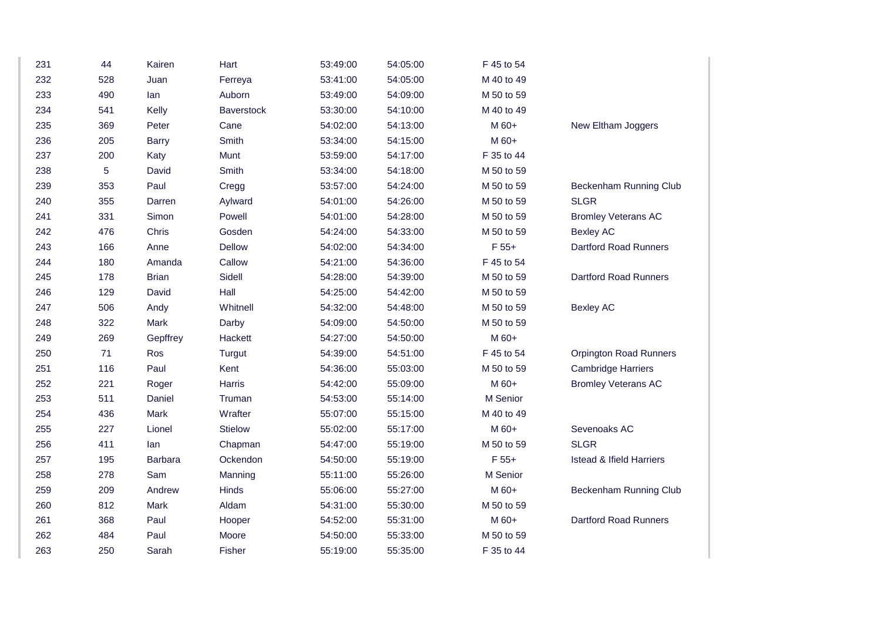| | | | | | | | |
|---|---|---|---|---|---|---|---|
| 231 | 44 | Kairen | Hart | 53:49:00 | 54:05:00 | F 45 to 54 | |
| 232 | 528 | Juan | Ferreya | 53:41:00 | 54:05:00 | M 40 to 49 | |
| 233 | 490 | Ian | Auborn | 53:49:00 | 54:09:00 | M 50 to 59 | |
| 234 | 541 | Kelly | Baverstock | 53:30:00 | 54:10:00 | M 40 to 49 | |
| 235 | 369 | Peter | Cane | 54:02:00 | 54:13:00 | M 60+ | New Eltham Joggers |
| 236 | 205 | Barry | Smith | 53:34:00 | 54:15:00 | M 60+ | |
| 237 | 200 | Katy | Munt | 53:59:00 | 54:17:00 | F 35 to 44 | |
| 238 | 5 | David | Smith | 53:34:00 | 54:18:00 | M 50 to 59 | |
| 239 | 353 | Paul | Cregg | 53:57:00 | 54:24:00 | M 50 to 59 | Beckenham Running Club |
| 240 | 355 | Darren | Aylward | 54:01:00 | 54:26:00 | M 50 to 59 | SLGR |
| 241 | 331 | Simon | Powell | 54:01:00 | 54:28:00 | M 50 to 59 | Bromley Veterans AC |
| 242 | 476 | Chris | Gosden | 54:24:00 | 54:33:00 | M 50 to 59 | Bexley AC |
| 243 | 166 | Anne | Dellow | 54:02:00 | 54:34:00 | F 55+ | Dartford Road Runners |
| 244 | 180 | Amanda | Callow | 54:21:00 | 54:36:00 | F 45 to 54 | |
| 245 | 178 | Brian | Sidell | 54:28:00 | 54:39:00 | M 50 to 59 | Dartford Road Runners |
| 246 | 129 | David | Hall | 54:25:00 | 54:42:00 | M 50 to 59 | |
| 247 | 506 | Andy | Whitnell | 54:32:00 | 54:48:00 | M 50 to 59 | Bexley AC |
| 248 | 322 | Mark | Darby | 54:09:00 | 54:50:00 | M 50 to 59 | |
| 249 | 269 | Gepffrey | Hackett | 54:27:00 | 54:50:00 | M 60+ | |
| 250 | 71 | Ros | Turgut | 54:39:00 | 54:51:00 | F 45 to 54 | Orpington Road Runners |
| 251 | 116 | Paul | Kent | 54:36:00 | 55:03:00 | M 50 to 59 | Cambridge Harriers |
| 252 | 221 | Roger | Harris | 54:42:00 | 55:09:00 | M 60+ | Bromley Veterans AC |
| 253 | 511 | Daniel | Truman | 54:53:00 | 55:14:00 | M Senior | |
| 254 | 436 | Mark | Wrafter | 55:07:00 | 55:15:00 | M 40 to 49 | |
| 255 | 227 | Lionel | Stielow | 55:02:00 | 55:17:00 | M 60+ | Sevenoaks AC |
| 256 | 411 | Ian | Chapman | 54:47:00 | 55:19:00 | M 50 to 59 | SLGR |
| 257 | 195 | Barbara | Ockendon | 54:50:00 | 55:19:00 | F 55+ | Istead & Ifield Harriers |
| 258 | 278 | Sam | Manning | 55:11:00 | 55:26:00 | M Senior | |
| 259 | 209 | Andrew | Hinds | 55:06:00 | 55:27:00 | M 60+ | Beckenham Running Club |
| 260 | 812 | Mark | Aldam | 54:31:00 | 55:30:00 | M 50 to 59 | |
| 261 | 368 | Paul | Hooper | 54:52:00 | 55:31:00 | M 60+ | Dartford Road Runners |
| 262 | 484 | Paul | Moore | 54:50:00 | 55:33:00 | M 50 to 59 | |
| 263 | 250 | Sarah | Fisher | 55:19:00 | 55:35:00 | F 35 to 44 | |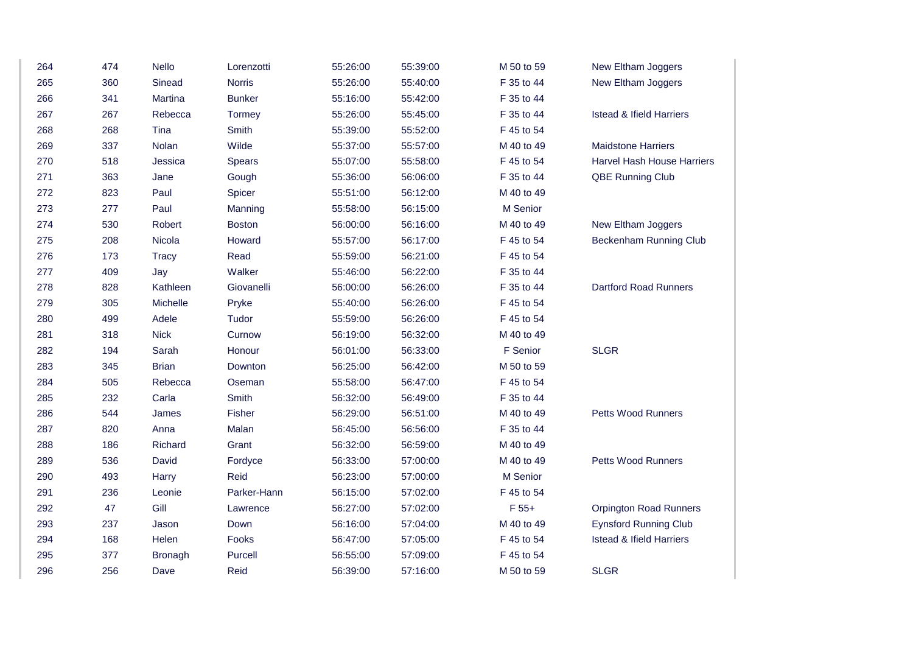| | | | | | | | |
|---|---|---|---|---|---|---|---|
| 264 | 474 | Nello | Lorenzotti | 55:26:00 | 55:39:00 | M 50 to 59 | New Eltham Joggers |
| 265 | 360 | Sinead | Norris | 55:26:00 | 55:40:00 | F 35 to 44 | New Eltham Joggers |
| 266 | 341 | Martina | Bunker | 55:16:00 | 55:42:00 | F 35 to 44 | |
| 267 | 267 | Rebecca | Tormey | 55:26:00 | 55:45:00 | F 35 to 44 | Istead & Ifield Harriers |
| 268 | 268 | Tina | Smith | 55:39:00 | 55:52:00 | F 45 to 54 | |
| 269 | 337 | Nolan | Wilde | 55:37:00 | 55:57:00 | M 40 to 49 | Maidstone Harriers |
| 270 | 518 | Jessica | Spears | 55:07:00 | 55:58:00 | F 45 to 54 | Harvel Hash House Harriers |
| 271 | 363 | Jane | Gough | 55:36:00 | 56:06:00 | F 35 to 44 | QBE Running Club |
| 272 | 823 | Paul | Spicer | 55:51:00 | 56:12:00 | M 40 to 49 | |
| 273 | 277 | Paul | Manning | 55:58:00 | 56:15:00 | M Senior | |
| 274 | 530 | Robert | Boston | 56:00:00 | 56:16:00 | M 40 to 49 | New Eltham Joggers |
| 275 | 208 | Nicola | Howard | 55:57:00 | 56:17:00 | F 45 to 54 | Beckenham Running Club |
| 276 | 173 | Tracy | Read | 55:59:00 | 56:21:00 | F 45 to 54 | |
| 277 | 409 | Jay | Walker | 55:46:00 | 56:22:00 | F 35 to 44 | |
| 278 | 828 | Kathleen | Giovanelli | 56:00:00 | 56:26:00 | F 35 to 44 | Dartford Road Runners |
| 279 | 305 | Michelle | Pryke | 55:40:00 | 56:26:00 | F 45 to 54 | |
| 280 | 499 | Adele | Tudor | 55:59:00 | 56:26:00 | F 45 to 54 | |
| 281 | 318 | Nick | Curnow | 56:19:00 | 56:32:00 | M 40 to 49 | |
| 282 | 194 | Sarah | Honour | 56:01:00 | 56:33:00 | F Senior | SLGR |
| 283 | 345 | Brian | Downton | 56:25:00 | 56:42:00 | M 50 to 59 | |
| 284 | 505 | Rebecca | Oseman | 55:58:00 | 56:47:00 | F 45 to 54 | |
| 285 | 232 | Carla | Smith | 56:32:00 | 56:49:00 | F 35 to 44 | |
| 286 | 544 | James | Fisher | 56:29:00 | 56:51:00 | M 40 to 49 | Petts Wood Runners |
| 287 | 820 | Anna | Malan | 56:45:00 | 56:56:00 | F 35 to 44 | |
| 288 | 186 | Richard | Grant | 56:32:00 | 56:59:00 | M 40 to 49 | |
| 289 | 536 | David | Fordyce | 56:33:00 | 57:00:00 | M 40 to 49 | Petts Wood Runners |
| 290 | 493 | Harry | Reid | 56:23:00 | 57:00:00 | M Senior | |
| 291 | 236 | Leonie | Parker-Hann | 56:15:00 | 57:02:00 | F 45 to 54 | |
| 292 | 47 | Gill | Lawrence | 56:27:00 | 57:02:00 | F 55+ | Orpington Road Runners |
| 293 | 237 | Jason | Down | 56:16:00 | 57:04:00 | M 40 to 49 | Eynsford Running Club |
| 294 | 168 | Helen | Fooks | 56:47:00 | 57:05:00 | F 45 to 54 | Istead & Ifield Harriers |
| 295 | 377 | Bronagh | Purcell | 56:55:00 | 57:09:00 | F 45 to 54 | |
| 296 | 256 | Dave | Reid | 56:39:00 | 57:16:00 | M 50 to 59 | SLGR |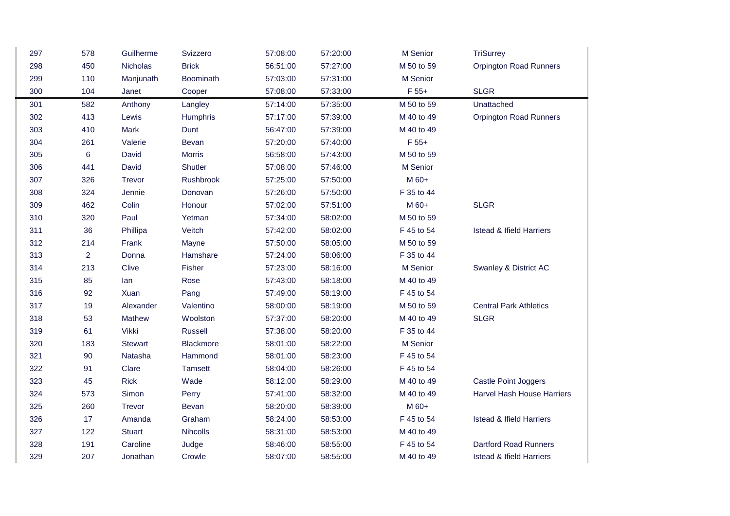| | | | | | | | |
|---|---|---|---|---|---|---|---|
| 297 | 578 | Guilherme | Svizzero | 57:08:00 | 57:20:00 | M Senior | TriSurrey |
| 298 | 450 | Nicholas | Brick | 56:51:00 | 57:27:00 | M 50 to 59 | Orpington Road Runners |
| 299 | 110 | Manjunath | Boominath | 57:03:00 | 57:31:00 | M Senior | |
| 300 | 104 | Janet | Cooper | 57:08:00 | 57:33:00 | F 55+ | SLGR |
| 301 | 582 | Anthony | Langley | 57:14:00 | 57:35:00 | M 50 to 59 | Unattached |
| 302 | 413 | Lewis | Humphris | 57:17:00 | 57:39:00 | M 40 to 49 | Orpington Road Runners |
| 303 | 410 | Mark | Dunt | 56:47:00 | 57:39:00 | M 40 to 49 | |
| 304 | 261 | Valerie | Bevan | 57:20:00 | 57:40:00 | F 55+ | |
| 305 | 6 | David | Morris | 56:58:00 | 57:43:00 | M 50 to 59 | |
| 306 | 441 | David | Shutler | 57:08:00 | 57:46:00 | M Senior | |
| 307 | 326 | Trevor | Rushbrook | 57:25:00 | 57:50:00 | M 60+ | |
| 308 | 324 | Jennie | Donovan | 57:26:00 | 57:50:00 | F 35 to 44 | |
| 309 | 462 | Colin | Honour | 57:02:00 | 57:51:00 | M 60+ | SLGR |
| 310 | 320 | Paul | Yetman | 57:34:00 | 58:02:00 | M 50 to 59 | |
| 311 | 36 | Phillipa | Veitch | 57:42:00 | 58:02:00 | F 45 to 54 | Istead & Ifield Harriers |
| 312 | 214 | Frank | Mayne | 57:50:00 | 58:05:00 | M 50 to 59 | |
| 313 | 2 | Donna | Hamshare | 57:24:00 | 58:06:00 | F 35 to 44 | |
| 314 | 213 | Clive | Fisher | 57:23:00 | 58:16:00 | M Senior | Swanley & District AC |
| 315 | 85 | Ian | Rose | 57:43:00 | 58:18:00 | M 40 to 49 | |
| 316 | 92 | Xuan | Pang | 57:49:00 | 58:19:00 | F 45 to 54 | |
| 317 | 19 | Alexander | Valentino | 58:00:00 | 58:19:00 | M 50 to 59 | Central Park Athletics |
| 318 | 53 | Mathew | Woolston | 57:37:00 | 58:20:00 | M 40 to 49 | SLGR |
| 319 | 61 | Vikki | Russell | 57:38:00 | 58:20:00 | F 35 to 44 | |
| 320 | 183 | Stewart | Blackmore | 58:01:00 | 58:22:00 | M Senior | |
| 321 | 90 | Natasha | Hammond | 58:01:00 | 58:23:00 | F 45 to 54 | |
| 322 | 91 | Clare | Tamsett | 58:04:00 | 58:26:00 | F 45 to 54 | |
| 323 | 45 | Rick | Wade | 58:12:00 | 58:29:00 | M 40 to 49 | Castle Point Joggers |
| 324 | 573 | Simon | Perry | 57:41:00 | 58:32:00 | M 40 to 49 | Harvel Hash House Harriers |
| 325 | 260 | Trevor | Bevan | 58:20:00 | 58:39:00 | M 60+ | |
| 326 | 17 | Amanda | Graham | 58:24:00 | 58:53:00 | F 45 to 54 | Istead & Ifield Harriers |
| 327 | 122 | Stuart | Nihcolls | 58:31:00 | 58:53:00 | M 40 to 49 | |
| 328 | 191 | Caroline | Judge | 58:46:00 | 58:55:00 | F 45 to 54 | Dartford Road Runners |
| 329 | 207 | Jonathan | Crowle | 58:07:00 | 58:55:00 | M 40 to 49 | Istead & Ifield Harriers |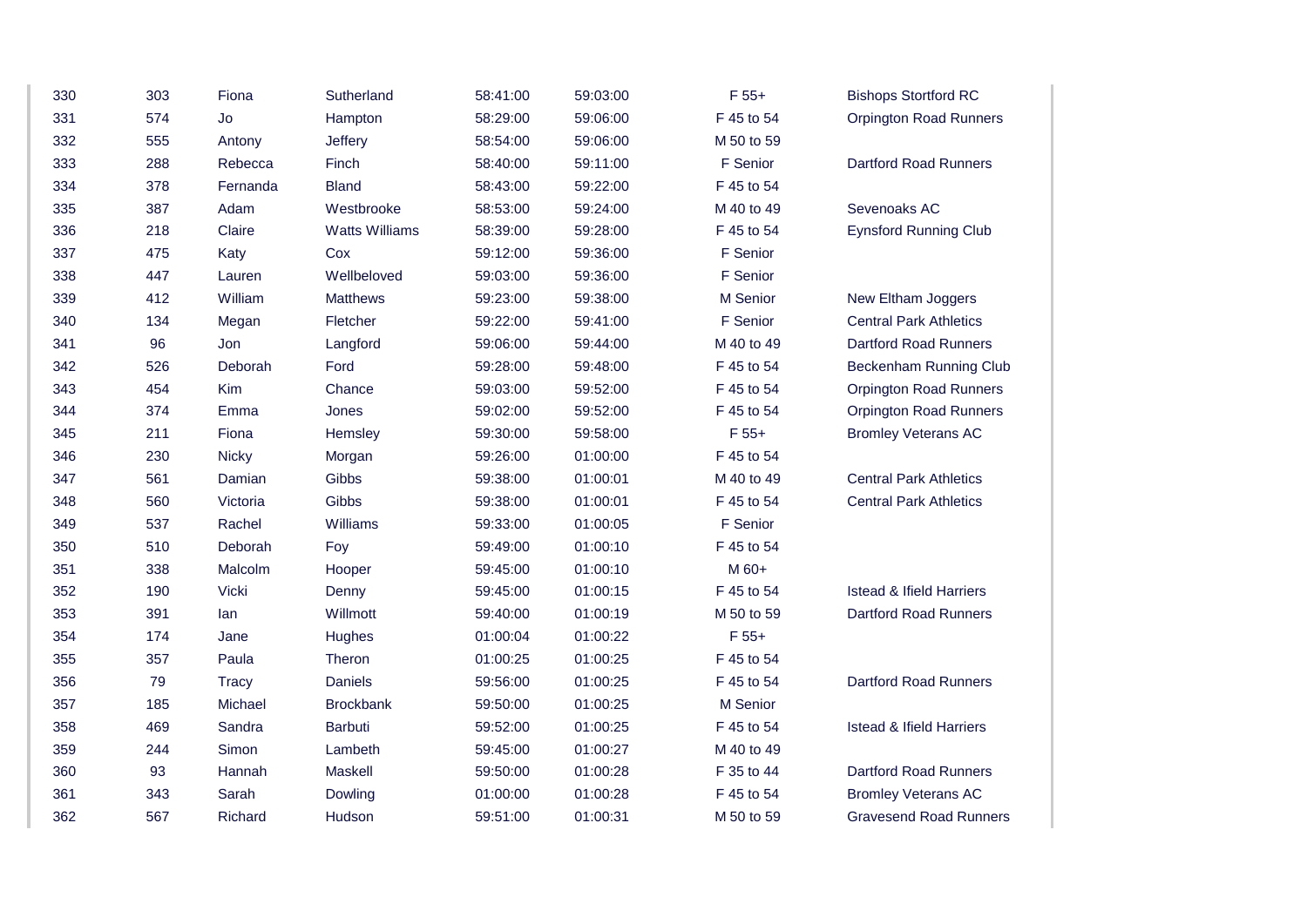| | | | | | | | |
|---|---|---|---|---|---|---|---|
| 330 | 303 | Fiona | Sutherland | 58:41:00 | 59:03:00 | F 55+ | Bishops Stortford RC |
| 331 | 574 | Jo | Hampton | 58:29:00 | 59:06:00 | F 45 to 54 | Orpington Road Runners |
| 332 | 555 | Antony | Jeffery | 58:54:00 | 59:06:00 | M 50 to 59 | |
| 333 | 288 | Rebecca | Finch | 58:40:00 | 59:11:00 | F Senior | Dartford Road Runners |
| 334 | 378 | Fernanda | Bland | 58:43:00 | 59:22:00 | F 45 to 54 | |
| 335 | 387 | Adam | Westbrooke | 58:53:00 | 59:24:00 | M 40 to 49 | Sevenoaks AC |
| 336 | 218 | Claire | Watts Williams | 58:39:00 | 59:28:00 | F 45 to 54 | Eynsford Running Club |
| 337 | 475 | Katy | Cox | 59:12:00 | 59:36:00 | F Senior | |
| 338 | 447 | Lauren | Wellbeloved | 59:03:00 | 59:36:00 | F Senior | |
| 339 | 412 | William | Matthews | 59:23:00 | 59:38:00 | M Senior | New Eltham Joggers |
| 340 | 134 | Megan | Fletcher | 59:22:00 | 59:41:00 | F Senior | Central Park Athletics |
| 341 | 96 | Jon | Langford | 59:06:00 | 59:44:00 | M 40 to 49 | Dartford Road Runners |
| 342 | 526 | Deborah | Ford | 59:28:00 | 59:48:00 | F 45 to 54 | Beckenham Running Club |
| 343 | 454 | Kim | Chance | 59:03:00 | 59:52:00 | F 45 to 54 | Orpington Road Runners |
| 344 | 374 | Emma | Jones | 59:02:00 | 59:52:00 | F 45 to 54 | Orpington Road Runners |
| 345 | 211 | Fiona | Hemsley | 59:30:00 | 59:58:00 | F 55+ | Bromley Veterans AC |
| 346 | 230 | Nicky | Morgan | 59:26:00 | 01:00:00 | F 45 to 54 | |
| 347 | 561 | Damian | Gibbs | 59:38:00 | 01:00:01 | M 40 to 49 | Central Park Athletics |
| 348 | 560 | Victoria | Gibbs | 59:38:00 | 01:00:01 | F 45 to 54 | Central Park Athletics |
| 349 | 537 | Rachel | Williams | 59:33:00 | 01:00:05 | F Senior | |
| 350 | 510 | Deborah | Foy | 59:49:00 | 01:00:10 | F 45 to 54 | |
| 351 | 338 | Malcolm | Hooper | 59:45:00 | 01:00:10 | M 60+ | |
| 352 | 190 | Vicki | Denny | 59:45:00 | 01:00:15 | F 45 to 54 | Istead & Ifield Harriers |
| 353 | 391 | Ian | Willmott | 59:40:00 | 01:00:19 | M 50 to 59 | Dartford Road Runners |
| 354 | 174 | Jane | Hughes | 01:00:04 | 01:00:22 | F 55+ | |
| 355 | 357 | Paula | Theron | 01:00:25 | 01:00:25 | F 45 to 54 | |
| 356 | 79 | Tracy | Daniels | 59:56:00 | 01:00:25 | F 45 to 54 | Dartford Road Runners |
| 357 | 185 | Michael | Brockbank | 59:50:00 | 01:00:25 | M Senior | |
| 358 | 469 | Sandra | Barbuti | 59:52:00 | 01:00:25 | F 45 to 54 | Istead & Ifield Harriers |
| 359 | 244 | Simon | Lambeth | 59:45:00 | 01:00:27 | M 40 to 49 | |
| 360 | 93 | Hannah | Maskell | 59:50:00 | 01:00:28 | F 35 to 44 | Dartford Road Runners |
| 361 | 343 | Sarah | Dowling | 01:00:00 | 01:00:28 | F 45 to 54 | Bromley Veterans AC |
| 362 | 567 | Richard | Hudson | 59:51:00 | 01:00:31 | M 50 to 59 | Gravesend Road Runners |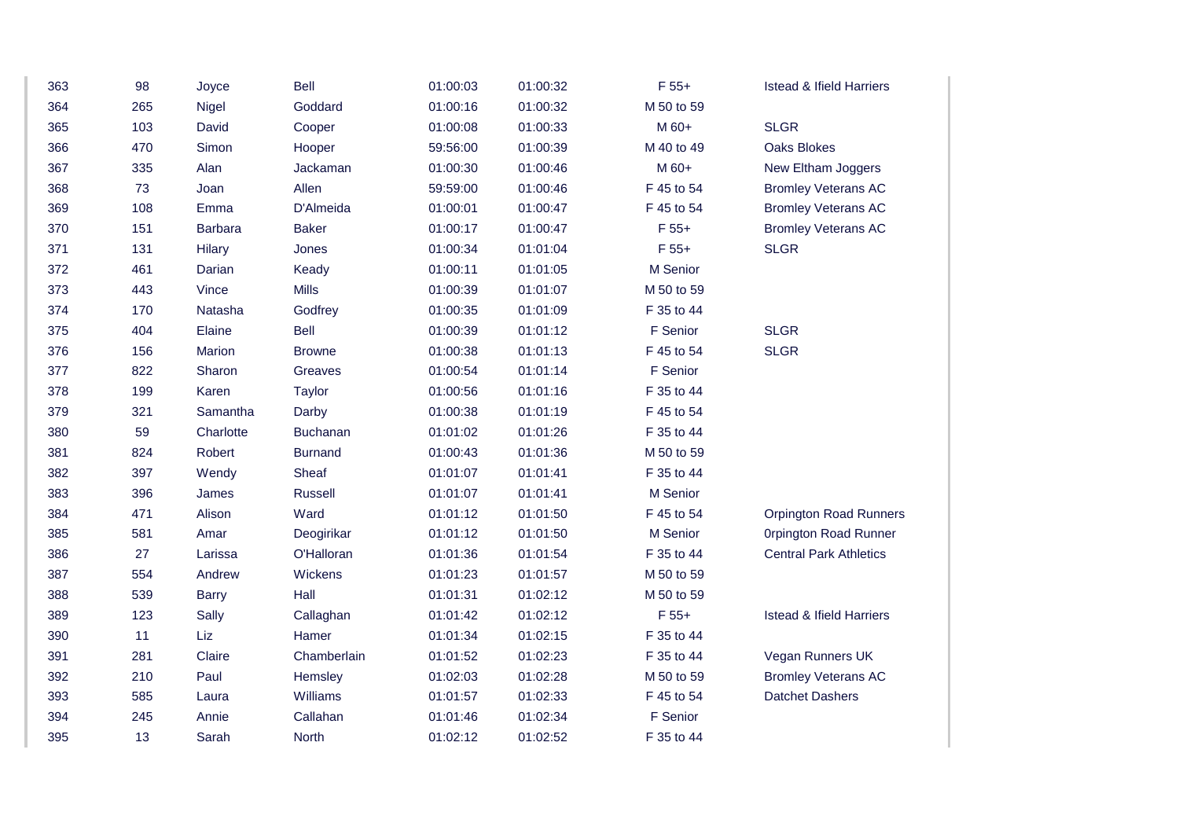| | | | | | | | |
|---|---|---|---|---|---|---|---|
| 363 | 98 | Joyce | Bell | 01:00:03 | 01:00:32 | F 55+ | Istead & Ifield Harriers |
| 364 | 265 | Nigel | Goddard | 01:00:16 | 01:00:32 | M 50 to 59 | |
| 365 | 103 | David | Cooper | 01:00:08 | 01:00:33 | M 60+ | SLGR |
| 366 | 470 | Simon | Hooper | 59:56:00 | 01:00:39 | M 40 to 49 | Oaks Blokes |
| 367 | 335 | Alan | Jackaman | 01:00:30 | 01:00:46 | M 60+ | New Eltham Joggers |
| 368 | 73 | Joan | Allen | 59:59:00 | 01:00:46 | F 45 to 54 | Bromley Veterans AC |
| 369 | 108 | Emma | D'Almeida | 01:00:01 | 01:00:47 | F 45 to 54 | Bromley Veterans AC |
| 370 | 151 | Barbara | Baker | 01:00:17 | 01:00:47 | F 55+ | Bromley Veterans AC |
| 371 | 131 | Hilary | Jones | 01:00:34 | 01:01:04 | F 55+ | SLGR |
| 372 | 461 | Darian | Keady | 01:00:11 | 01:01:05 | M Senior | |
| 373 | 443 | Vince | Mills | 01:00:39 | 01:01:07 | M 50 to 59 | |
| 374 | 170 | Natasha | Godfrey | 01:00:35 | 01:01:09 | F 35 to 44 | |
| 375 | 404 | Elaine | Bell | 01:00:39 | 01:01:12 | F Senior | SLGR |
| 376 | 156 | Marion | Browne | 01:00:38 | 01:01:13 | F 45 to 54 | SLGR |
| 377 | 822 | Sharon | Greaves | 01:00:54 | 01:01:14 | F Senior | |
| 378 | 199 | Karen | Taylor | 01:00:56 | 01:01:16 | F 35 to 44 | |
| 379 | 321 | Samantha | Darby | 01:00:38 | 01:01:19 | F 45 to 54 | |
| 380 | 59 | Charlotte | Buchanan | 01:01:02 | 01:01:26 | F 35 to 44 | |
| 381 | 824 | Robert | Burnand | 01:00:43 | 01:01:36 | M 50 to 59 | |
| 382 | 397 | Wendy | Sheaf | 01:01:07 | 01:01:41 | F 35 to 44 | |
| 383 | 396 | James | Russell | 01:01:07 | 01:01:41 | M Senior | |
| 384 | 471 | Alison | Ward | 01:01:12 | 01:01:50 | F 45 to 54 | Orpington Road Runners |
| 385 | 581 | Amar | Deogirikar | 01:01:12 | 01:01:50 | M Senior | 0rpington Road Runner |
| 386 | 27 | Larissa | O'Halloran | 01:01:36 | 01:01:54 | F 35 to 44 | Central Park Athletics |
| 387 | 554 | Andrew | Wickens | 01:01:23 | 01:01:57 | M 50 to 59 | |
| 388 | 539 | Barry | Hall | 01:01:31 | 01:02:12 | M 50 to 59 | |
| 389 | 123 | Sally | Callaghan | 01:01:42 | 01:02:12 | F 55+ | Istead & Ifield Harriers |
| 390 | 11 | Liz | Hamer | 01:01:34 | 01:02:15 | F 35 to 44 | |
| 391 | 281 | Claire | Chamberlain | 01:01:52 | 01:02:23 | F 35 to 44 | Vegan Runners UK |
| 392 | 210 | Paul | Hemsley | 01:02:03 | 01:02:28 | M 50 to 59 | Bromley Veterans AC |
| 393 | 585 | Laura | Williams | 01:01:57 | 01:02:33 | F 45 to 54 | Datchet Dashers |
| 394 | 245 | Annie | Callahan | 01:01:46 | 01:02:34 | F Senior | |
| 395 | 13 | Sarah | North | 01:02:12 | 01:02:52 | F 35 to 44 | |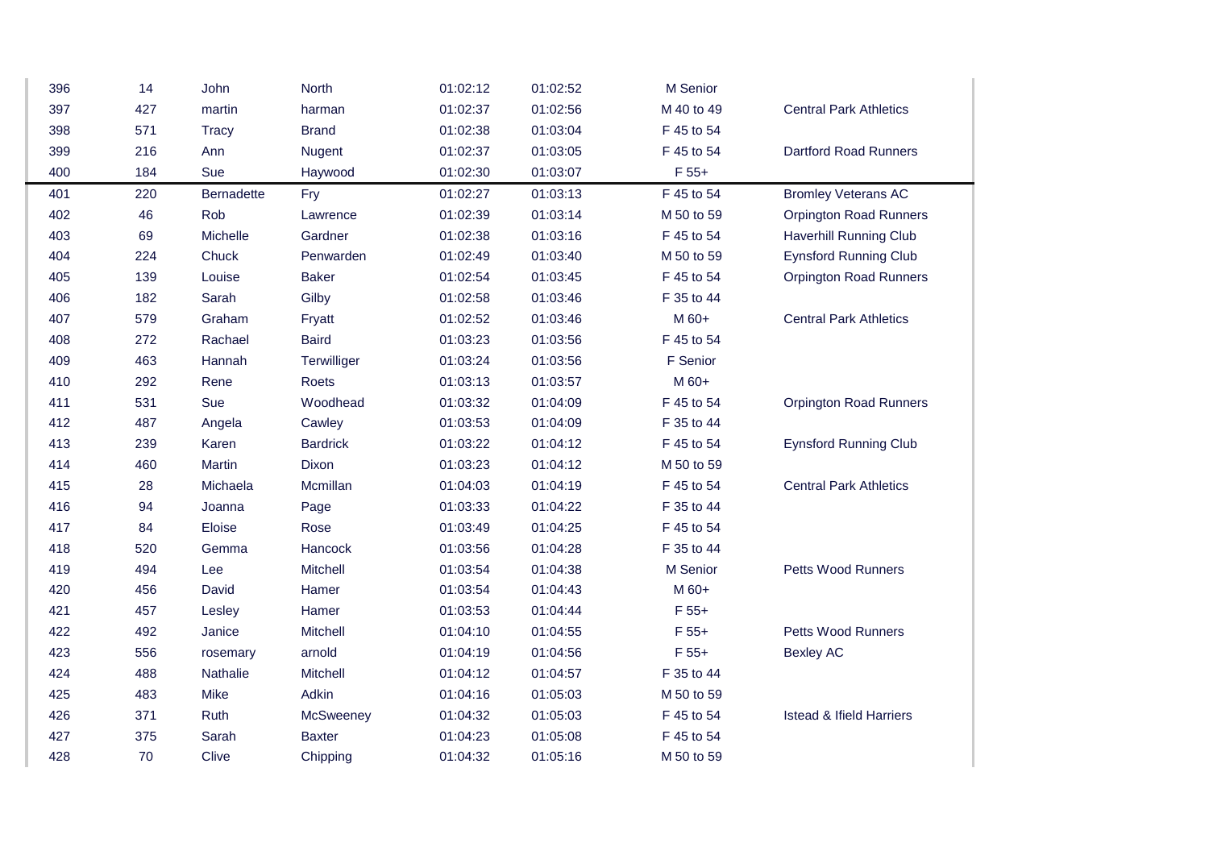| | | | | | | | |
|---|---|---|---|---|---|---|---|
| 396 | 14 | John | North | 01:02:12 | 01:02:52 | M Senior | |
| 397 | 427 | martin | harman | 01:02:37 | 01:02:56 | M 40 to 49 | Central Park Athletics |
| 398 | 571 | Tracy | Brand | 01:02:38 | 01:03:04 | F 45 to 54 | |
| 399 | 216 | Ann | Nugent | 01:02:37 | 01:03:05 | F 45 to 54 | Dartford Road Runners |
| 400 | 184 | Sue | Haywood | 01:02:30 | 01:03:07 | F 55+ | |
| 401 | 220 | Bernadette | Fry | 01:02:27 | 01:03:13 | F 45 to 54 | Bromley Veterans AC |
| 402 | 46 | Rob | Lawrence | 01:02:39 | 01:03:14 | M 50 to 59 | Orpington Road Runners |
| 403 | 69 | Michelle | Gardner | 01:02:38 | 01:03:16 | F 45 to 54 | Haverhill Running Club |
| 404 | 224 | Chuck | Penwarden | 01:02:49 | 01:03:40 | M 50 to 59 | Eynsford Running Club |
| 405 | 139 | Louise | Baker | 01:02:54 | 01:03:45 | F 45 to 54 | Orpington Road Runners |
| 406 | 182 | Sarah | Gilby | 01:02:58 | 01:03:46 | F 35 to 44 | |
| 407 | 579 | Graham | Fryatt | 01:02:52 | 01:03:46 | M 60+ | Central Park Athletics |
| 408 | 272 | Rachael | Baird | 01:03:23 | 01:03:56 | F 45 to 54 | |
| 409 | 463 | Hannah | Terwilliger | 01:03:24 | 01:03:56 | F Senior | |
| 410 | 292 | Rene | Roets | 01:03:13 | 01:03:57 | M 60+ | |
| 411 | 531 | Sue | Woodhead | 01:03:32 | 01:04:09 | F 45 to 54 | Orpington Road Runners |
| 412 | 487 | Angela | Cawley | 01:03:53 | 01:04:09 | F 35 to 44 | |
| 413 | 239 | Karen | Bardrick | 01:03:22 | 01:04:12 | F 45 to 54 | Eynsford Running Club |
| 414 | 460 | Martin | Dixon | 01:03:23 | 01:04:12 | M 50 to 59 | |
| 415 | 28 | Michaela | Mcmillan | 01:04:03 | 01:04:19 | F 45 to 54 | Central Park Athletics |
| 416 | 94 | Joanna | Page | 01:03:33 | 01:04:22 | F 35 to 44 | |
| 417 | 84 | Eloise | Rose | 01:03:49 | 01:04:25 | F 45 to 54 | |
| 418 | 520 | Gemma | Hancock | 01:03:56 | 01:04:28 | F 35 to 44 | |
| 419 | 494 | Lee | Mitchell | 01:03:54 | 01:04:38 | M Senior | Petts Wood Runners |
| 420 | 456 | David | Hamer | 01:03:54 | 01:04:43 | M 60+ | |
| 421 | 457 | Lesley | Hamer | 01:03:53 | 01:04:44 | F 55+ | |
| 422 | 492 | Janice | Mitchell | 01:04:10 | 01:04:55 | F 55+ | Petts Wood Runners |
| 423 | 556 | rosemary | arnold | 01:04:19 | 01:04:56 | F 55+ | Bexley AC |
| 424 | 488 | Nathalie | Mitchell | 01:04:12 | 01:04:57 | F 35 to 44 | |
| 425 | 483 | Mike | Adkin | 01:04:16 | 01:05:03 | M 50 to 59 | |
| 426 | 371 | Ruth | McSweeney | 01:04:32 | 01:05:03 | F 45 to 54 | Istead & Ifield Harriers |
| 427 | 375 | Sarah | Baxter | 01:04:23 | 01:05:08 | F 45 to 54 | |
| 428 | 70 | Clive | Chipping | 01:04:32 | 01:05:16 | M 50 to 59 | |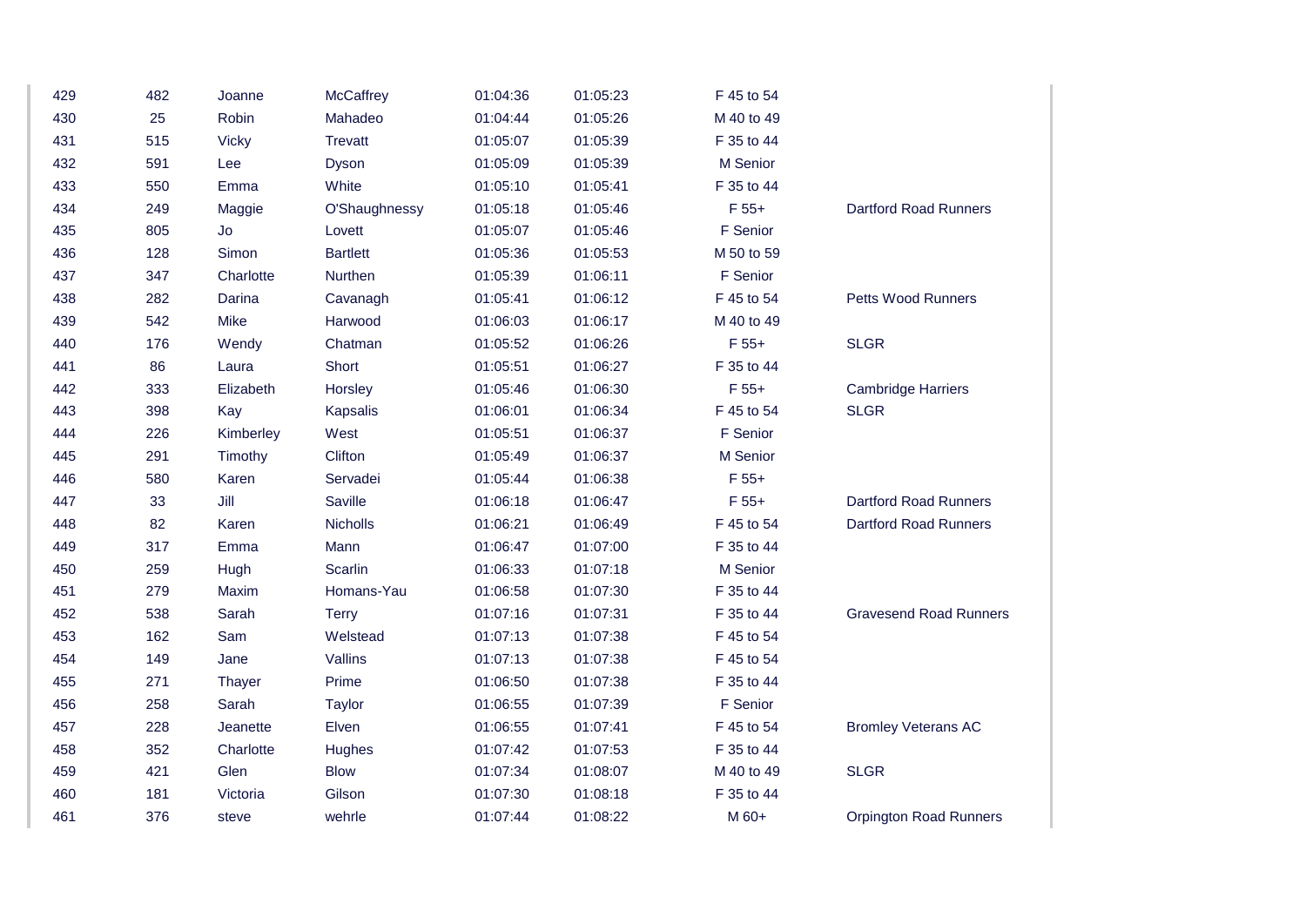| | | | | | | | |
|---|---|---|---|---|---|---|---|
| 429 | 482 | Joanne | McCaffrey | 01:04:36 | 01:05:23 | F 45 to 54 | |
| 430 | 25 | Robin | Mahadeo | 01:04:44 | 01:05:26 | M 40 to 49 | |
| 431 | 515 | Vicky | Trevatt | 01:05:07 | 01:05:39 | F 35 to 44 | |
| 432 | 591 | Lee | Dyson | 01:05:09 | 01:05:39 | M Senior | |
| 433 | 550 | Emma | White | 01:05:10 | 01:05:41 | F 35 to 44 | |
| 434 | 249 | Maggie | O'Shaughnessy | 01:05:18 | 01:05:46 | F 55+ | Dartford Road Runners |
| 435 | 805 | Jo | Lovett | 01:05:07 | 01:05:46 | F Senior | |
| 436 | 128 | Simon | Bartlett | 01:05:36 | 01:05:53 | M 50 to 59 | |
| 437 | 347 | Charlotte | Nurthen | 01:05:39 | 01:06:11 | F Senior | |
| 438 | 282 | Darina | Cavanagh | 01:05:41 | 01:06:12 | F 45 to 54 | Petts Wood Runners |
| 439 | 542 | Mike | Harwood | 01:06:03 | 01:06:17 | M 40 to 49 | |
| 440 | 176 | Wendy | Chatman | 01:05:52 | 01:06:26 | F 55+ | SLGR |
| 441 | 86 | Laura | Short | 01:05:51 | 01:06:27 | F 35 to 44 | |
| 442 | 333 | Elizabeth | Horsley | 01:05:46 | 01:06:30 | F 55+ | Cambridge Harriers |
| 443 | 398 | Kay | Kapsalis | 01:06:01 | 01:06:34 | F 45 to 54 | SLGR |
| 444 | 226 | Kimberley | West | 01:05:51 | 01:06:37 | F Senior | |
| 445 | 291 | Timothy | Clifton | 01:05:49 | 01:06:37 | M Senior | |
| 446 | 580 | Karen | Servadei | 01:05:44 | 01:06:38 | F 55+ | |
| 447 | 33 | Jill | Saville | 01:06:18 | 01:06:47 | F 55+ | Dartford Road Runners |
| 448 | 82 | Karen | Nicholls | 01:06:21 | 01:06:49 | F 45 to 54 | Dartford Road Runners |
| 449 | 317 | Emma | Mann | 01:06:47 | 01:07:00 | F 35 to 44 | |
| 450 | 259 | Hugh | Scarlin | 01:06:33 | 01:07:18 | M Senior | |
| 451 | 279 | Maxim | Homans-Yau | 01:06:58 | 01:07:30 | F 35 to 44 | |
| 452 | 538 | Sarah | Terry | 01:07:16 | 01:07:31 | F 35 to 44 | Gravesend Road Runners |
| 453 | 162 | Sam | Welstead | 01:07:13 | 01:07:38 | F 45 to 54 | |
| 454 | 149 | Jane | Vallins | 01:07:13 | 01:07:38 | F 45 to 54 | |
| 455 | 271 | Thayer | Prime | 01:06:50 | 01:07:38 | F 35 to 44 | |
| 456 | 258 | Sarah | Taylor | 01:06:55 | 01:07:39 | F Senior | |
| 457 | 228 | Jeanette | Elven | 01:06:55 | 01:07:41 | F 45 to 54 | Bromley Veterans AC |
| 458 | 352 | Charlotte | Hughes | 01:07:42 | 01:07:53 | F 35 to 44 | |
| 459 | 421 | Glen | Blow | 01:07:34 | 01:08:07 | M 40 to 49 | SLGR |
| 460 | 181 | Victoria | Gilson | 01:07:30 | 01:08:18 | F 35 to 44 | |
| 461 | 376 | steve | wehrle | 01:07:44 | 01:08:22 | M 60+ | Orpington Road Runners |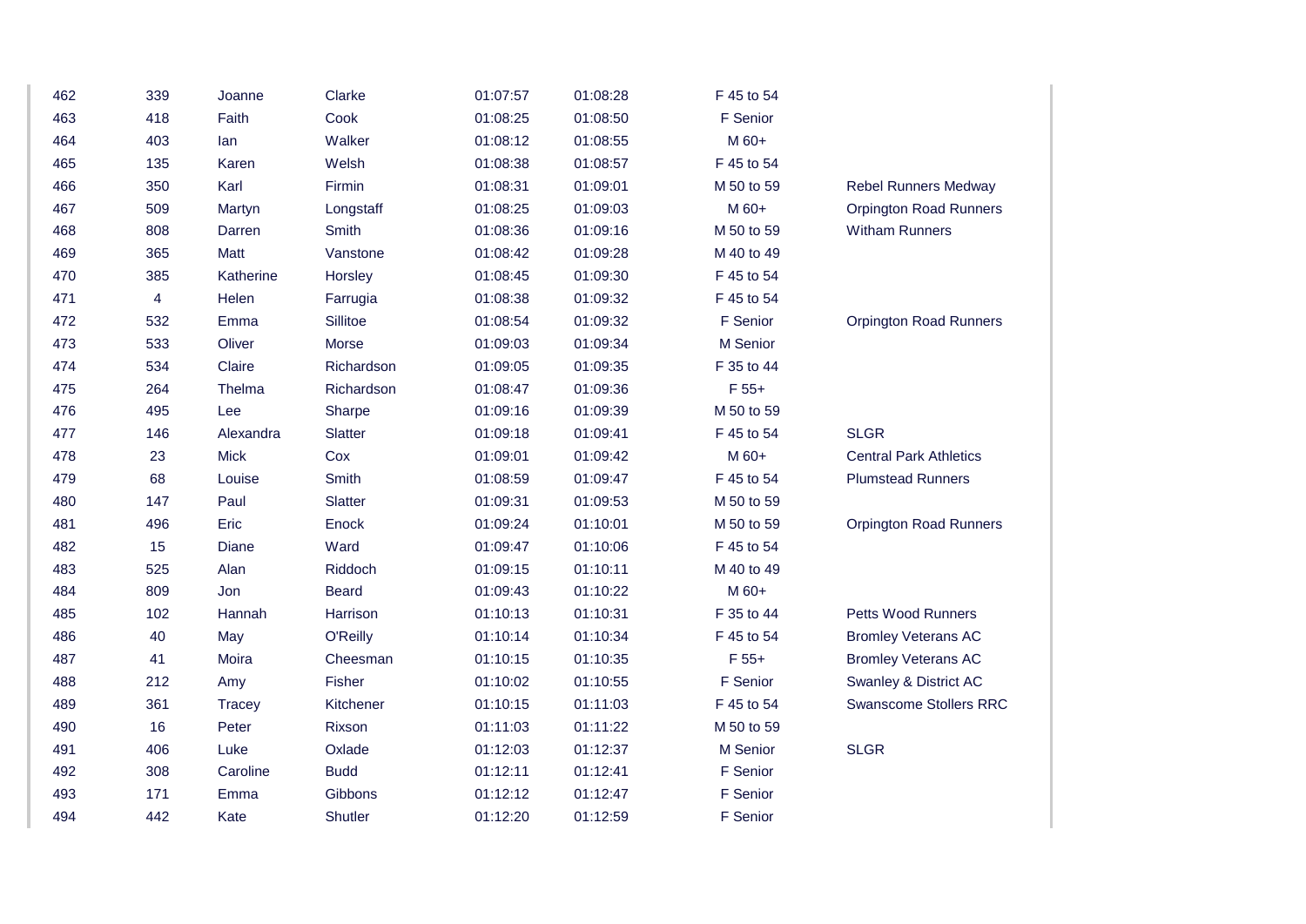| | | | | | | | |
|---|---|---|---|---|---|---|---|
| 462 | 339 | Joanne | Clarke | 01:07:57 | 01:08:28 | F 45 to 54 | |
| 463 | 418 | Faith | Cook | 01:08:25 | 01:08:50 | F Senior | |
| 464 | 403 | Ian | Walker | 01:08:12 | 01:08:55 | M 60+ | |
| 465 | 135 | Karen | Welsh | 01:08:38 | 01:08:57 | F 45 to 54 | |
| 466 | 350 | Karl | Firmin | 01:08:31 | 01:09:01 | M 50 to 59 | Rebel Runners Medway |
| 467 | 509 | Martyn | Longstaff | 01:08:25 | 01:09:03 | M 60+ | Orpington Road Runners |
| 468 | 808 | Darren | Smith | 01:08:36 | 01:09:16 | M 50 to 59 | Witham Runners |
| 469 | 365 | Matt | Vanstone | 01:08:42 | 01:09:28 | M 40 to 49 | |
| 470 | 385 | Katherine | Horsley | 01:08:45 | 01:09:30 | F 45 to 54 | |
| 471 | 4 | Helen | Farrugia | 01:08:38 | 01:09:32 | F 45 to 54 | |
| 472 | 532 | Emma | Sillitoe | 01:08:54 | 01:09:32 | F Senior | Orpington Road Runners |
| 473 | 533 | Oliver | Morse | 01:09:03 | 01:09:34 | M Senior | |
| 474 | 534 | Claire | Richardson | 01:09:05 | 01:09:35 | F 35 to 44 | |
| 475 | 264 | Thelma | Richardson | 01:08:47 | 01:09:36 | F 55+ | |
| 476 | 495 | Lee | Sharpe | 01:09:16 | 01:09:39 | M 50 to 59 | |
| 477 | 146 | Alexandra | Slatter | 01:09:18 | 01:09:41 | F 45 to 54 | SLGR |
| 478 | 23 | Mick | Cox | 01:09:01 | 01:09:42 | M 60+ | Central Park Athletics |
| 479 | 68 | Louise | Smith | 01:08:59 | 01:09:47 | F 45 to 54 | Plumstead Runners |
| 480 | 147 | Paul | Slatter | 01:09:31 | 01:09:53 | M 50 to 59 | |
| 481 | 496 | Eric | Enock | 01:09:24 | 01:10:01 | M 50 to 59 | Orpington Road Runners |
| 482 | 15 | Diane | Ward | 01:09:47 | 01:10:06 | F 45 to 54 | |
| 483 | 525 | Alan | Riddoch | 01:09:15 | 01:10:11 | M 40 to 49 | |
| 484 | 809 | Jon | Beard | 01:09:43 | 01:10:22 | M 60+ | |
| 485 | 102 | Hannah | Harrison | 01:10:13 | 01:10:31 | F 35 to 44 | Petts Wood Runners |
| 486 | 40 | May | O'Reilly | 01:10:14 | 01:10:34 | F 45 to 54 | Bromley Veterans AC |
| 487 | 41 | Moira | Cheesman | 01:10:15 | 01:10:35 | F 55+ | Bromley Veterans AC |
| 488 | 212 | Amy | Fisher | 01:10:02 | 01:10:55 | F Senior | Swanley & District AC |
| 489 | 361 | Tracey | Kitchener | 01:10:15 | 01:11:03 | F 45 to 54 | Swanscome Stollers RRC |
| 490 | 16 | Peter | Rixson | 01:11:03 | 01:11:22 | M 50 to 59 | |
| 491 | 406 | Luke | Oxlade | 01:12:03 | 01:12:37 | M Senior | SLGR |
| 492 | 308 | Caroline | Budd | 01:12:11 | 01:12:41 | F Senior | |
| 493 | 171 | Emma | Gibbons | 01:12:12 | 01:12:47 | F Senior | |
| 494 | 442 | Kate | Shutler | 01:12:20 | 01:12:59 | F Senior | |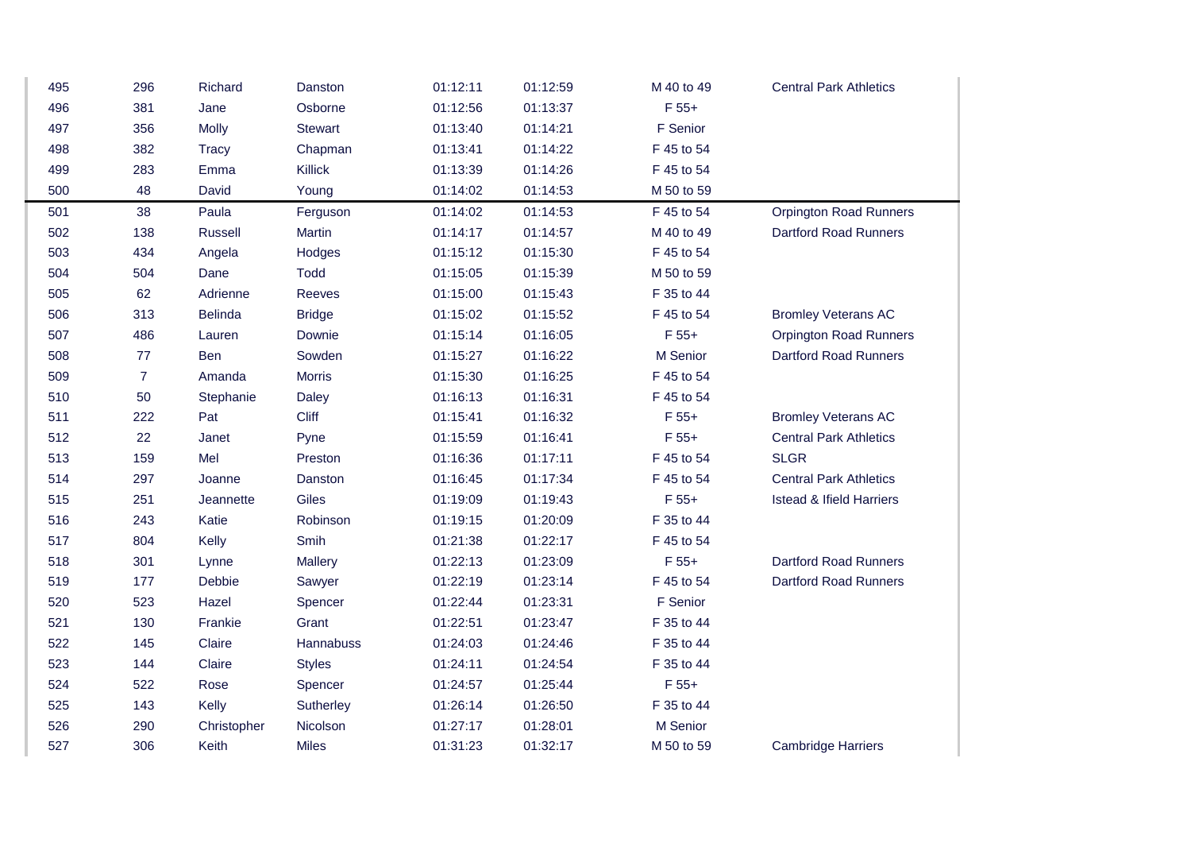| | | | | | | | |
|---|---|---|---|---|---|---|---|
| 495 | 296 | Richard | Danston | 01:12:11 | 01:12:59 | M 40 to 49 | Central Park Athletics |
| 496 | 381 | Jane | Osborne | 01:12:56 | 01:13:37 | F 55+ | |
| 497 | 356 | Molly | Stewart | 01:13:40 | 01:14:21 | F Senior | |
| 498 | 382 | Tracy | Chapman | 01:13:41 | 01:14:22 | F 45 to 54 | |
| 499 | 283 | Emma | Killick | 01:13:39 | 01:14:26 | F 45 to 54 | |
| 500 | 48 | David | Young | 01:14:02 | 01:14:53 | M 50 to 59 | |
| 501 | 38 | Paula | Ferguson | 01:14:02 | 01:14:53 | F 45 to 54 | Orpington Road Runners |
| 502 | 138 | Russell | Martin | 01:14:17 | 01:14:57 | M 40 to 49 | Dartford Road Runners |
| 503 | 434 | Angela | Hodges | 01:15:12 | 01:15:30 | F 45 to 54 | |
| 504 | 504 | Dane | Todd | 01:15:05 | 01:15:39 | M 50 to 59 | |
| 505 | 62 | Adrienne | Reeves | 01:15:00 | 01:15:43 | F 35 to 44 | |
| 506 | 313 | Belinda | Bridge | 01:15:02 | 01:15:52 | F 45 to 54 | Bromley Veterans AC |
| 507 | 486 | Lauren | Downie | 01:15:14 | 01:16:05 | F 55+ | Orpington Road Runners |
| 508 | 77 | Ben | Sowden | 01:15:27 | 01:16:22 | M Senior | Dartford Road Runners |
| 509 | 7 | Amanda | Morris | 01:15:30 | 01:16:25 | F 45 to 54 | |
| 510 | 50 | Stephanie | Daley | 01:16:13 | 01:16:31 | F 45 to 54 | |
| 511 | 222 | Pat | Cliff | 01:15:41 | 01:16:32 | F 55+ | Bromley Veterans AC |
| 512 | 22 | Janet | Pyne | 01:15:59 | 01:16:41 | F 55+ | Central Park Athletics |
| 513 | 159 | Mel | Preston | 01:16:36 | 01:17:11 | F 45 to 54 | SLGR |
| 514 | 297 | Joanne | Danston | 01:16:45 | 01:17:34 | F 45 to 54 | Central Park Athletics |
| 515 | 251 | Jeannette | Giles | 01:19:09 | 01:19:43 | F 55+ | Istead & Ifield Harriers |
| 516 | 243 | Katie | Robinson | 01:19:15 | 01:20:09 | F 35 to 44 | |
| 517 | 804 | Kelly | Smih | 01:21:38 | 01:22:17 | F 45 to 54 | |
| 518 | 301 | Lynne | Mallery | 01:22:13 | 01:23:09 | F 55+ | Dartford Road Runners |
| 519 | 177 | Debbie | Sawyer | 01:22:19 | 01:23:14 | F 45 to 54 | Dartford Road Runners |
| 520 | 523 | Hazel | Spencer | 01:22:44 | 01:23:31 | F Senior | |
| 521 | 130 | Frankie | Grant | 01:22:51 | 01:23:47 | F 35 to 44 | |
| 522 | 145 | Claire | Hannabuss | 01:24:03 | 01:24:46 | F 35 to 44 | |
| 523 | 144 | Claire | Styles | 01:24:11 | 01:24:54 | F 35 to 44 | |
| 524 | 522 | Rose | Spencer | 01:24:57 | 01:25:44 | F 55+ | |
| 525 | 143 | Kelly | Sutherley | 01:26:14 | 01:26:50 | F 35 to 44 | |
| 526 | 290 | Christopher | Nicolson | 01:27:17 | 01:28:01 | M Senior | |
| 527 | 306 | Keith | Miles | 01:31:23 | 01:32:17 | M 50 to 59 | Cambridge Harriers |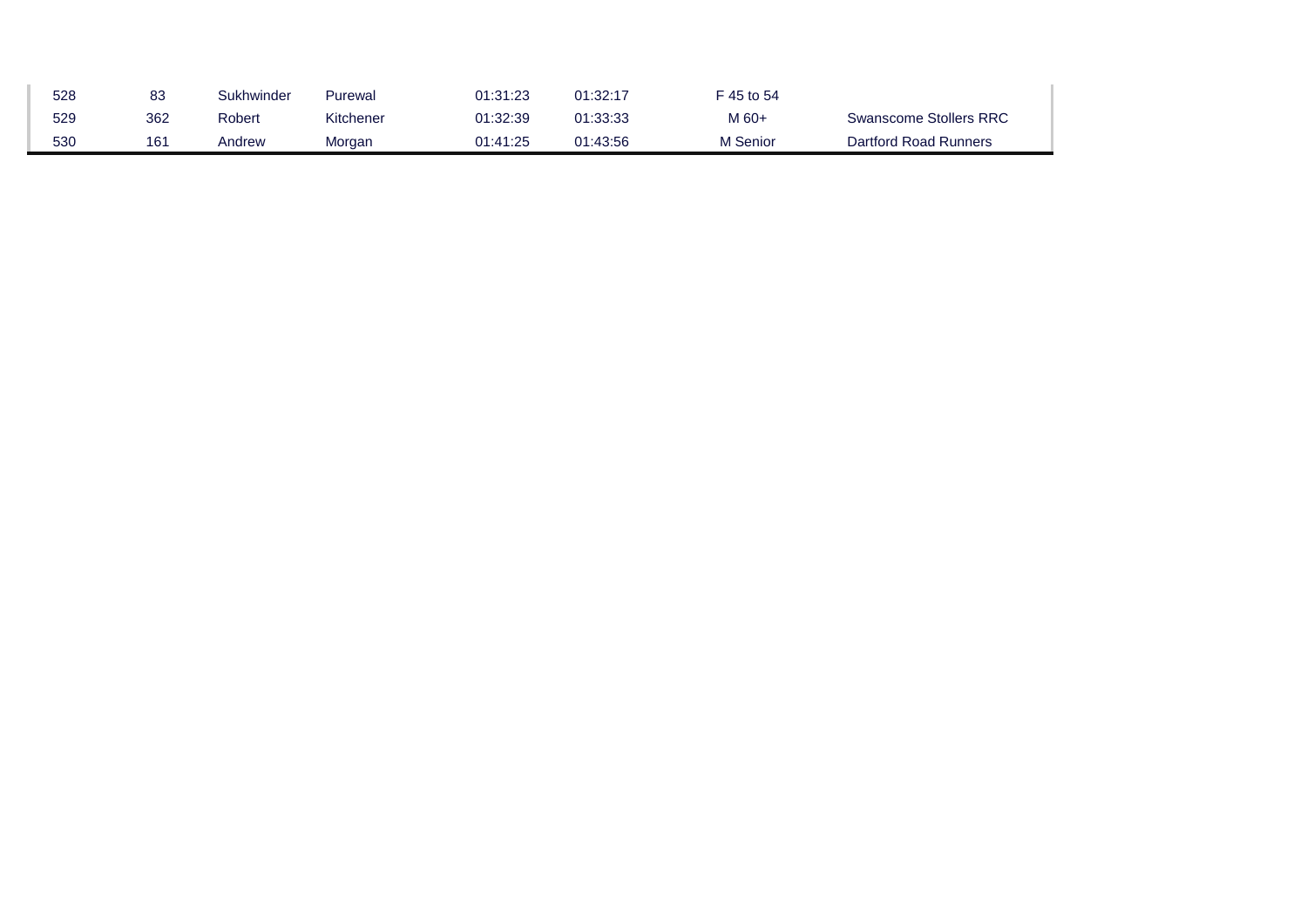| | | | | | | | |
|---|---|---|---|---|---|---|---|
| 528 | 83 | Sukhwinder | Purewal | 01:31:23 | 01:32:17 | F 45 to 54 | |
| 529 | 362 | Robert | Kitchener | 01:32:39 | 01:33:33 | M 60+ | Swanscome Stollers RRC |
| 530 | 161 | Andrew | Morgan | 01:41:25 | 01:43:56 | M Senior | Dartford Road Runners |